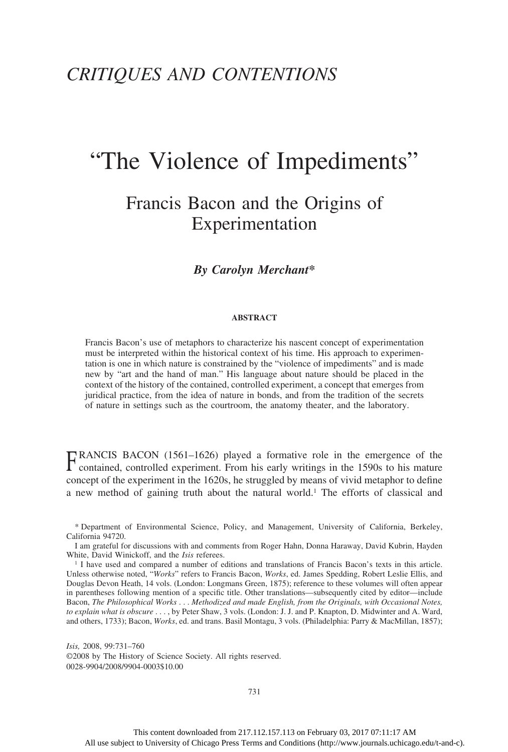# CRITIQUES AND CONTENTIONS

# "The Violence of Impediments"

## Francis Bacon and the Origins of Experimentation

***By Carolyn Merchant****

**ABSTRACT**

Francis Bacon's use of metaphors to characterize his nascent concept of experimentation must be interpreted within the historical context of his time. His approach to experimentation is one in which nature is constrained by the "violence of impediments" and is made new by "art and the hand of man." His language about nature should be placed in the context of the history of the contained, controlled experiment, a concept that emerges from juridical practice, from the idea of nature in bonds, and from the tradition of the secrets of nature in settings such as the courtroom, the anatomy theater, and the laboratory.

FRANCIS BACON (1561–1626) played a formative role in the emergence of the contained, controlled experiment. From his early writings in the 1590s to his mature concept of the experiment in the 1620s, he struggled by means of vivid metaphor to define a new method of gaining truth about the natural world.[1] The efforts of classical and

\* Department of Environmental Science, Policy, and Management, University of California, Berkeley, California 94720.

I am grateful for discussions with and comments from Roger Hahn, Donna Haraway, David Kubrin, Hayden White, David Winickoff, and the *Isis* referees.

[1] I have used and compared a number of editions and translations of Francis Bacon's texts in this article. Unless otherwise noted, "*Works*" refers to Francis Bacon, *Works*, ed. James Spedding, Robert Leslie Ellis, and Douglas Devon Heath, 14 vols. (London: Longmans Green, 1875); reference to these volumes will often appear in parentheses following mention of a specific title. Other translations—subsequently cited by editor—include Bacon, *The Philosophical Works . . . Methodized and made English, from the Originals, with Occasional Notes, to explain what is obscure* . . . , by Peter Shaw, 3 vols. (London: J. J. and P. Knapton, D. Midwinter and A. Ward, and others, 1733); Bacon, *Works*, ed. and trans. Basil Montagu, 3 vols. (Philadelphia: Parry & MacMillan, 1857);

*Isis,* 2008, 99:731–760
©2008 by The History of Science Society. All rights reserved.
0028-9904/2008/9904-0003$10.00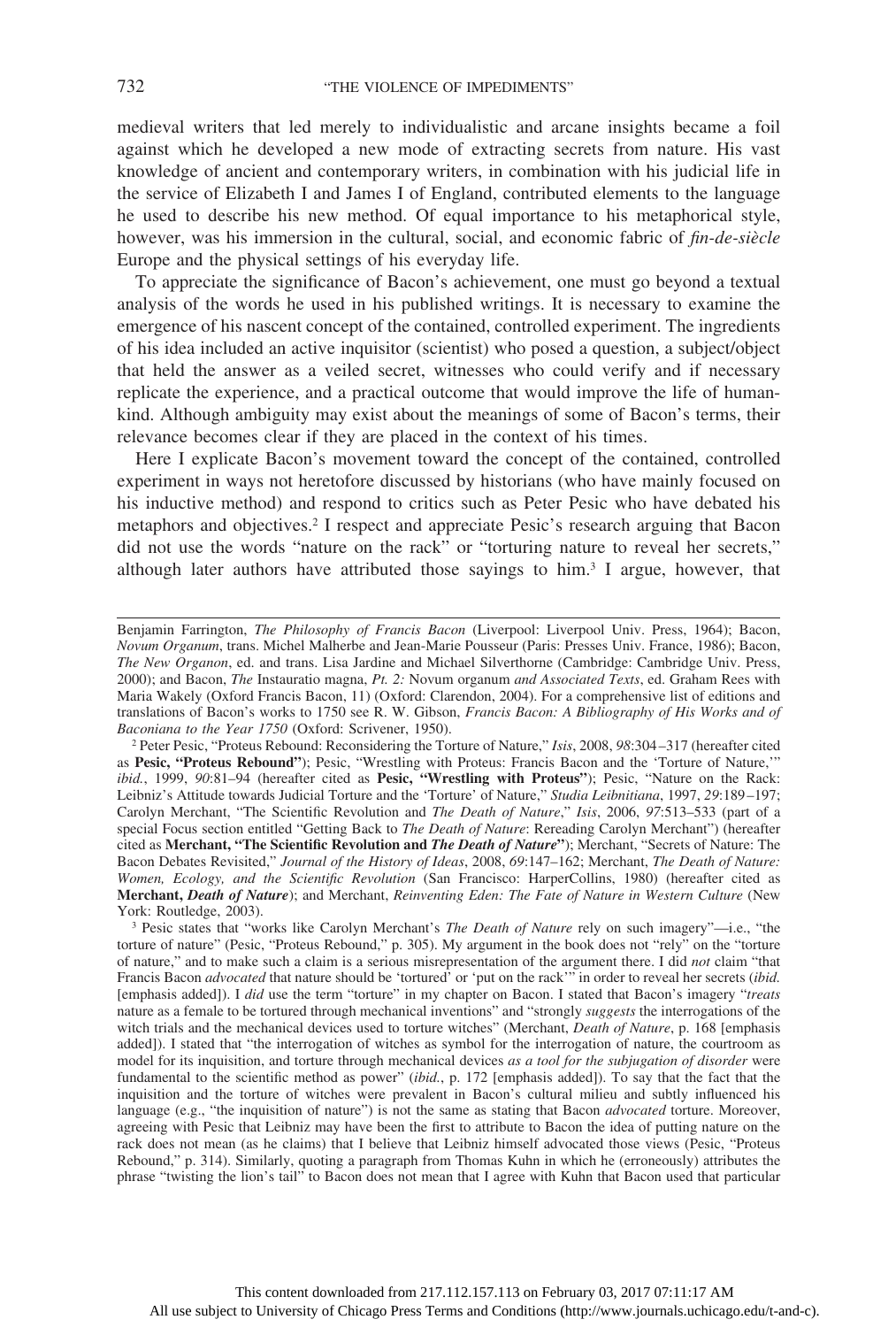medieval writers that led merely to individualistic and arcane insights became a foil against which he developed a new mode of extracting secrets from nature. His vast knowledge of ancient and contemporary writers, in combination with his judicial life in the service of Elizabeth I and James I of England, contributed elements to the language he used to describe his new method. Of equal importance to his metaphorical style, however, was his immersion in the cultural, social, and economic fabric of *fin-de-siècle* Europe and the physical settings of his everyday life.

To appreciate the significance of Bacon's achievement, one must go beyond a textual analysis of the words he used in his published writings. It is necessary to examine the emergence of his nascent concept of the contained, controlled experiment. The ingredients of his idea included an active inquisitor (scientist) who posed a question, a subject/object that held the answer as a veiled secret, witnesses who could verify and if necessary replicate the experience, and a practical outcome that would improve the life of humankind. Although ambiguity may exist about the meanings of some of Bacon's terms, their relevance becomes clear if they are placed in the context of his times.

Here I explicate Bacon's movement toward the concept of the contained, controlled experiment in ways not heretofore discussed by historians (who have mainly focused on his inductive method) and respond to critics such as Peter Pesic who have debated his metaphors and objectives.[2] I respect and appreciate Pesic's research arguing that Bacon did not use the words "nature on the rack" or "torturing nature to reveal her secrets," although later authors have attributed those sayings to him.[3] I argue, however, that

---

Benjamin Farrington, *The Philosophy of Francis Bacon* (Liverpool: Liverpool Univ. Press, 1964); Bacon, *Novum Organum*, trans. Michel Malherbe and Jean-Marie Pousseur (Paris: Presses Univ. France, 1986); Bacon, *The New Organon*, ed. and trans. Lisa Jardine and Michael Silverthorne (Cambridge: Cambridge Univ. Press, 2000); and Bacon, *The* Instauratio magna, *Pt. 2:* Novum organum *and Associated Texts*, ed. Graham Rees with Maria Wakely (Oxford Francis Bacon, 11) (Oxford: Clarendon, 2004). For a comprehensive list of editions and translations of Bacon's works to 1750 see R. W. Gibson, *Francis Bacon: A Bibliography of His Works and of Baconiana to the Year 1750* (Oxford: Scrivener, 1950).

[2] Peter Pesic, "Proteus Rebound: Reconsidering the Torture of Nature," *Isis*, 2008, *98*:304–317 (hereafter cited as **Pesic, "Proteus Rebound"**); Pesic, "Wrestling with Proteus: Francis Bacon and the 'Torture of Nature,'" *ibid.*, 1999, *90*:81–94 (hereafter cited as **Pesic, "Wrestling with Proteus"**); Pesic, "Nature on the Rack: Leibniz's Attitude towards Judicial Torture and the 'Torture' of Nature," *Studia Leibnitiana*, 1997, *29*:189–197; Carolyn Merchant, "The Scientific Revolution and *The Death of Nature*," *Isis*, 2006, *97*:513–533 (part of a special Focus section entitled "Getting Back to *The Death of Nature*: Rereading Carolyn Merchant") (hereafter cited as **Merchant, "The Scientific Revolution and *The Death of Nature*"**); Merchant, "Secrets of Nature: The Bacon Debates Revisited," *Journal of the History of Ideas*, 2008, *69*:147–162; Merchant, *The Death of Nature: Women, Ecology, and the Scientific Revolution* (San Francisco: HarperCollins, 1980) (hereafter cited as **Merchant, *Death of Nature***); and Merchant, *Reinventing Eden: The Fate of Nature in Western Culture* (New York: Routledge, 2003).

[3] Pesic states that "works like Carolyn Merchant's *The Death of Nature* rely on such imagery"—i.e., "the torture of nature" (Pesic, "Proteus Rebound," p. 305). My argument in the book does not "rely" on the "torture of nature," and to make such a claim is a serious misrepresentation of the argument there. I did *not* claim "that Francis Bacon *advocated* that nature should be 'tortured' or 'put on the rack'" in order to reveal her secrets (*ibid.* [emphasis added]). I *did* use the term "torture" in my chapter on Bacon. I stated that Bacon's imagery "*treats* nature as a female to be tortured through mechanical inventions" and "strongly *suggests* the interrogations of the witch trials and the mechanical devices used to torture witches" (Merchant, *Death of Nature*, p. 168 [emphasis added]). I stated that "the interrogation of witches as symbol for the interrogation of nature, the courtroom as model for its inquisition, and torture through mechanical devices *as a tool for the subjugation of disorder* were fundamental to the scientific method as power" (*ibid.*, p. 172 [emphasis added]). To say that the fact that the inquisition and the torture of witches were prevalent in Bacon's cultural milieu and subtly influenced his language (e.g., "the inquisition of nature") is not the same as stating that Bacon *advocated* torture. Moreover, agreeing with Pesic that Leibniz may have been the first to attribute to Bacon the idea of putting nature on the rack does not mean (as he claims) that I believe that Leibniz himself advocated those views (Pesic, "Proteus Rebound," p. 314). Similarly, quoting a paragraph from Thomas Kuhn in which he (erroneously) attributes the phrase "twisting the lion's tail" to Bacon does not mean that I agree with Kuhn that Bacon used that particular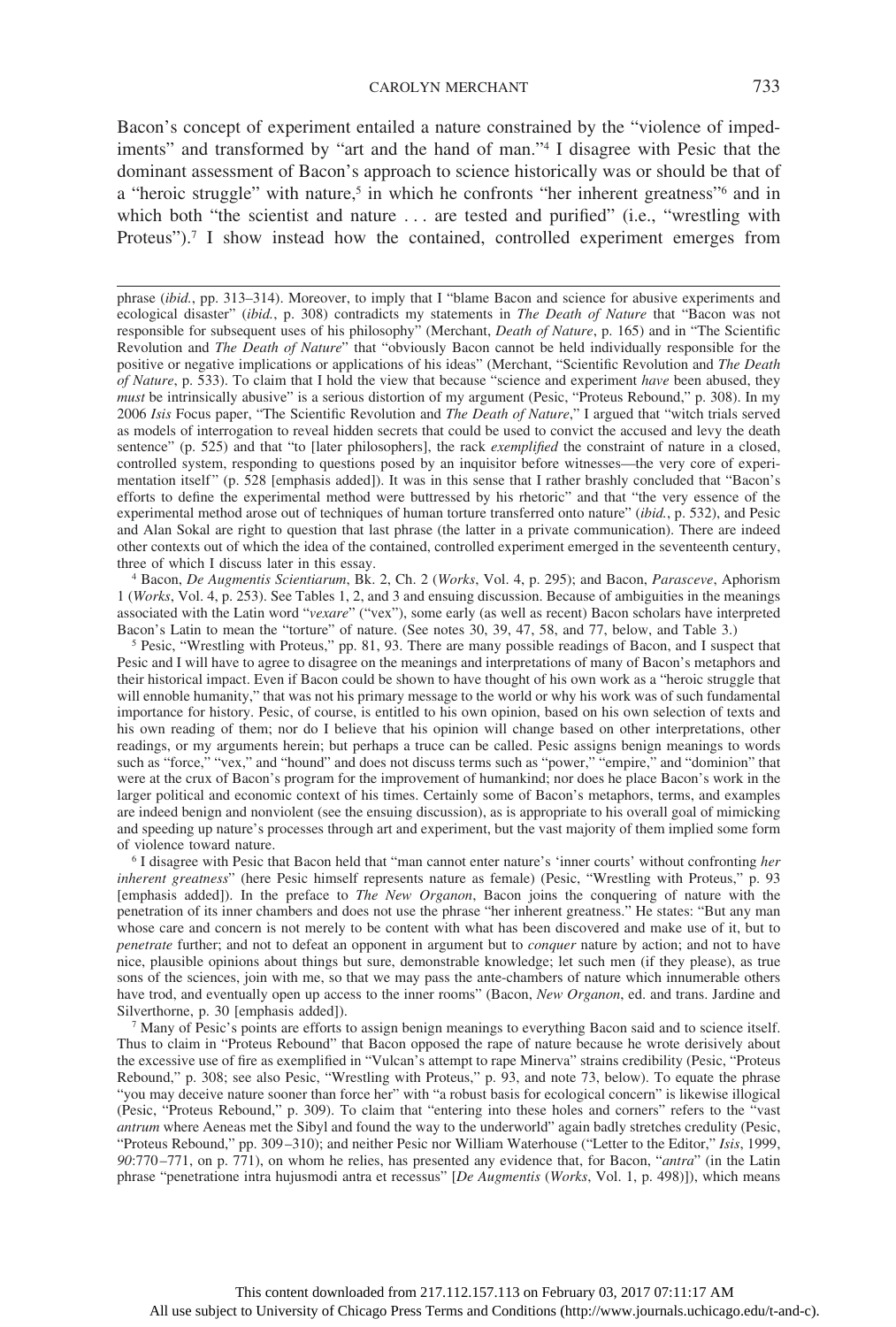Bacon's concept of experiment entailed a nature constrained by the "violence of impediments" and transformed by "art and the hand of man."[4] I disagree with Pesic that the dominant assessment of Bacon's approach to science historically was or should be that of a "heroic struggle" with nature,[5] in which he confronts "her inherent greatness"[6] and in which both "the scientist and nature . . . are tested and purified" (i.e., "wrestling with Proteus").[7] I show instead how the contained, controlled experiment emerges from

---

phrase (*ibid.*, pp. 313–314). Moreover, to imply that I "blame Bacon and science for abusive experiments and ecological disaster" (*ibid.*, p. 308) contradicts my statements in *The Death of Nature* that "Bacon was not responsible for subsequent uses of his philosophy" (Merchant, *Death of Nature*, p. 165) and in "The Scientific Revolution and *The Death of Nature*" that "obviously Bacon cannot be held individually responsible for the positive or negative implications or applications of his ideas" (Merchant, "Scientific Revolution and *The Death of Nature*, p. 533). To claim that I hold the view that because "science and experiment *have* been abused, they *must* be intrinsically abusive" is a serious distortion of my argument (Pesic, "Proteus Rebound," p. 308). In my 2006 *Isis* Focus paper, "The Scientific Revolution and *The Death of Nature*," I argued that "witch trials served as models of interrogation to reveal hidden secrets that could be used to convict the accused and levy the death sentence" (p. 525) and that "to [later philosophers], the rack *exemplified* the constraint of nature in a closed, controlled system, responding to questions posed by an inquisitor before witnesses—the very core of experimentation itself" (p. 528 [emphasis added]). It was in this sense that I rather brashly concluded that "Bacon's efforts to define the experimental method were buttressed by his rhetoric" and that "the very essence of the experimental method arose out of techniques of human torture transferred onto nature" (*ibid.*, p. 532), and Pesic and Alan Sokal are right to question that last phrase (the latter in a private communication). There are indeed other contexts out of which the idea of the contained, controlled experiment emerged in the seventeenth century, three of which I discuss later in this essay.

[4] Bacon, *De Augmentis Scientiarum*, Bk. 2, Ch. 2 (*Works*, Vol. 4, p. 295); and Bacon, *Parasceve*, Aphorism 1 (*Works*, Vol. 4, p. 253). See Tables 1, 2, and 3 and ensuing discussion. Because of ambiguities in the meanings associated with the Latin word "*vexare*" ("vex"), some early (as well as recent) Bacon scholars have interpreted Bacon's Latin to mean the "torture" of nature. (See notes 30, 39, 47, 58, and 77, below, and Table 3.)

[5] Pesic, "Wrestling with Proteus," pp. 81, 93. There are many possible readings of Bacon, and I suspect that Pesic and I will have to agree to disagree on the meanings and interpretations of many of Bacon's metaphors and their historical impact. Even if Bacon could be shown to have thought of his own work as a "heroic struggle that will ennoble humanity," that was not his primary message to the world or why his work was of such fundamental importance for history. Pesic, of course, is entitled to his own opinion, based on his own selection of texts and his own reading of them; nor do I believe that his opinion will change based on other interpretations, other readings, or my arguments herein; but perhaps a truce can be called. Pesic assigns benign meanings to words such as "force," "vex," and "hound" and does not discuss terms such as "power," "empire," and "dominion" that were at the crux of Bacon's program for the improvement of humankind; nor does he place Bacon's work in the larger political and economic context of his times. Certainly some of Bacon's metaphors, terms, and examples are indeed benign and nonviolent (see the ensuing discussion), as is appropriate to his overall goal of mimicking and speeding up nature's processes through art and experiment, but the vast majority of them implied some form of violence toward nature.

[6] I disagree with Pesic that Bacon held that "man cannot enter nature's 'inner courts' without confronting *her inherent greatness*" (here Pesic himself represents nature as female) (Pesic, "Wrestling with Proteus," p. 93 [emphasis added]). In the preface to *The New Organon*, Bacon joins the conquering of nature with the penetration of its inner chambers and does not use the phrase "her inherent greatness." He states: "But any man whose care and concern is not merely to be content with what has been discovered and make use of it, but to *penetrate* further; and not to defeat an opponent in argument but to *conquer* nature by action; and not to have nice, plausible opinions about things but sure, demonstrable knowledge; let such men (if they please), as true sons of the sciences, join with me, so that we may pass the ante-chambers of nature which innumerable others have trod, and eventually open up access to the inner rooms" (Bacon, *New Organon*, ed. and trans. Jardine and Silverthorne, p. 30 [emphasis added]).

[7] Many of Pesic's points are efforts to assign benign meanings to everything Bacon said and to science itself. Thus to claim in "Proteus Rebound" that Bacon opposed the rape of nature because he wrote derisively about the excessive use of fire as exemplified in "Vulcan's attempt to rape Minerva" strains credibility (Pesic, "Proteus Rebound," p. 308; see also Pesic, "Wrestling with Proteus," p. 93, and note 73, below). To equate the phrase "you may deceive nature sooner than force her" with "a robust basis for ecological concern" is likewise illogical (Pesic, "Proteus Rebound," p. 309). To claim that "entering into these holes and corners" refers to the "vast *antrum* where Aeneas met the Sibyl and found the way to the underworld" again badly stretches credulity (Pesic, "Proteus Rebound," pp. 309–310); and neither Pesic nor William Waterhouse ("Letter to the Editor," *Isis*, 1999, *90*:770–771, on p. 771), on whom he relies, has presented any evidence that, for Bacon, "*antra*" (in the Latin phrase "penetratione intra hujusmodi antra et recessus" [*De Augmentis* (*Works*, Vol. 1, p. 498)]), which means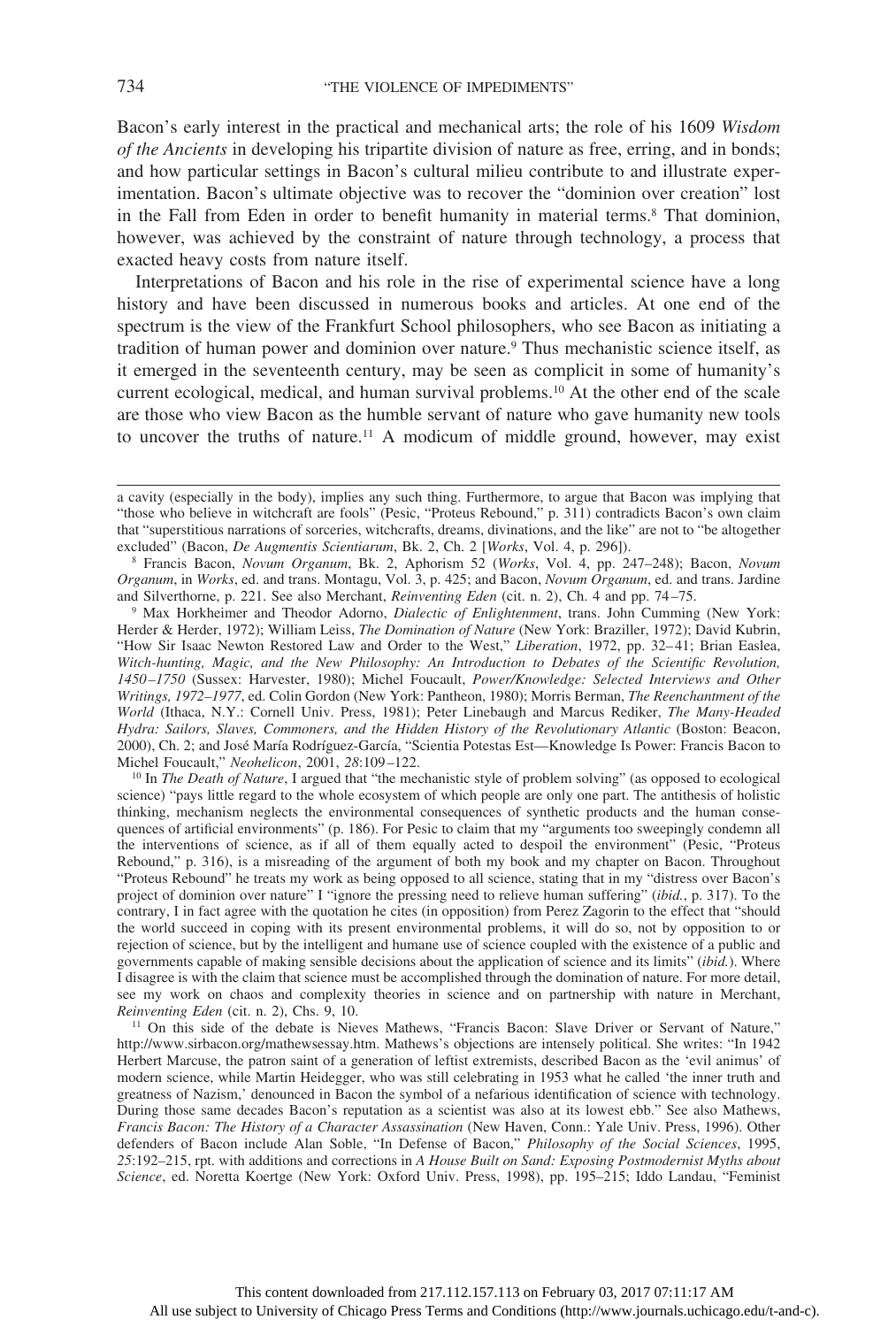Bacon's early interest in the practical and mechanical arts; the role of his 1609 *Wisdom of the Ancients* in developing his tripartite division of nature as free, erring, and in bonds; and how particular settings in Bacon's cultural milieu contribute to and illustrate experimentation. Bacon's ultimate objective was to recover the "dominion over creation" lost in the Fall from Eden in order to benefit humanity in material terms.[8] That dominion, however, was achieved by the constraint of nature through technology, a process that exacted heavy costs from nature itself.

Interpretations of Bacon and his role in the rise of experimental science have a long history and have been discussed in numerous books and articles. At one end of the spectrum is the view of the Frankfurt School philosophers, who see Bacon as initiating a tradition of human power and dominion over nature.[9] Thus mechanistic science itself, as it emerged in the seventeenth century, may be seen as complicit in some of humanity's current ecological, medical, and human survival problems.[10] At the other end of the scale are those who view Bacon as the humble servant of nature who gave humanity new tools to uncover the truths of nature.[11] A modicum of middle ground, however, may exist

---

a cavity (especially in the body), implies any such thing. Furthermore, to argue that Bacon was implying that "those who believe in witchcraft are fools" (Pesic, "Proteus Rebound," p. 311) contradicts Bacon's own claim that "superstitious narrations of sorceries, witchcrafts, dreams, divinations, and the like" are not to "be altogether excluded" (Bacon, *De Augmentis Scientiarum*, Bk. 2, Ch. 2 [*Works*, Vol. 4, p. 296]).

[8] Francis Bacon, *Novum Organum*, Bk. 2, Aphorism 52 (*Works*, Vol. 4, pp. 247–248); Bacon, *Novum Organum*, in *Works*, ed. and trans. Montagu, Vol. 3, p. 425; and Bacon, *Novum Organum*, ed. and trans. Jardine and Silverthorne, p. 221. See also Merchant, *Reinventing Eden* (cit. n. 2), Ch. 4 and pp. 74–75.

[9] Max Horkheimer and Theodor Adorno, *Dialectic of Enlightenment*, trans. John Cumming (New York: Herder & Herder, 1972); William Leiss, *The Domination of Nature* (New York: Braziller, 1972); David Kubrin, "How Sir Isaac Newton Restored Law and Order to the West," *Liberation*, 1972, pp. 32–41; Brian Easlea, *Witch-hunting, Magic, and the New Philosophy: An Introduction to Debates of the Scientific Revolution, 1450–1750* (Sussex: Harvester, 1980); Michel Foucault, *Power/Knowledge: Selected Interviews and Other Writings, 1972–1977*, ed. Colin Gordon (New York: Pantheon, 1980); Morris Berman, *The Reenchantment of the World* (Ithaca, N.Y.: Cornell Univ. Press, 1981); Peter Linebaugh and Marcus Rediker, *The Many-Headed Hydra: Sailors, Slaves, Commoners, and the Hidden History of the Revolutionary Atlantic* (Boston: Beacon, 2000), Ch. 2; and José María Rodríguez-García, "Scientia Potestas Est—Knowledge Is Power: Francis Bacon to Michel Foucault," *Neohelicon*, 2001, *28*:109–122.

[10] In *The Death of Nature*, I argued that "the mechanistic style of problem solving" (as opposed to ecological science) "pays little regard to the whole ecosystem of which people are only one part. The antithesis of holistic thinking, mechanism neglects the environmental consequences of synthetic products and the human consequences of artificial environments" (p. 186). For Pesic to claim that my "arguments too sweepingly condemn all the interventions of science, as if all of them equally acted to despoil the environment" (Pesic, "Proteus Rebound," p. 316), is a misreading of the argument of both my book and my chapter on Bacon. Throughout "Proteus Rebound" he treats my work as being opposed to all science, stating that in my "distress over Bacon's project of dominion over nature" I "ignore the pressing need to relieve human suffering" (*ibid.*, p. 317). To the contrary, I in fact agree with the quotation he cites (in opposition) from Perez Zagorin to the effect that "should the world succeed in coping with its present environmental problems, it will do so, not by opposition to or rejection of science, but by the intelligent and humane use of science coupled with the existence of a public and governments capable of making sensible decisions about the application of science and its limits" (*ibid.*). Where I disagree is with the claim that science must be accomplished through the domination of nature. For more detail, see my work on chaos and complexity theories in science and on partnership with nature in Merchant, *Reinventing Eden* (cit. n. 2), Chs. 9, 10.

[11] On this side of the debate is Nieves Mathews, "Francis Bacon: Slave Driver or Servant of Nature," http://www.sirbacon.org/mathewsessay.htm. Mathews's objections are intensely political. She writes: "In 1942 Herbert Marcuse, the patron saint of a generation of leftist extremists, described Bacon as the 'evil animus' of modern science, while Martin Heidegger, who was still celebrating in 1953 what he called 'the inner truth and greatness of Nazism,' denounced in Bacon the symbol of a nefarious identification of science with technology. During those same decades Bacon's reputation as a scientist was also at its lowest ebb." See also Mathews, *Francis Bacon: The History of a Character Assassination* (New Haven, Conn.: Yale Univ. Press, 1996). Other defenders of Bacon include Alan Soble, "In Defense of Bacon," *Philosophy of the Social Sciences*, 1995, *25*:192–215, rpt. with additions and corrections in *A House Built on Sand: Exposing Postmodernist Myths about Science*, ed. Noretta Koertge (New York: Oxford Univ. Press, 1998), pp. 195–215; Iddo Landau, "Feminist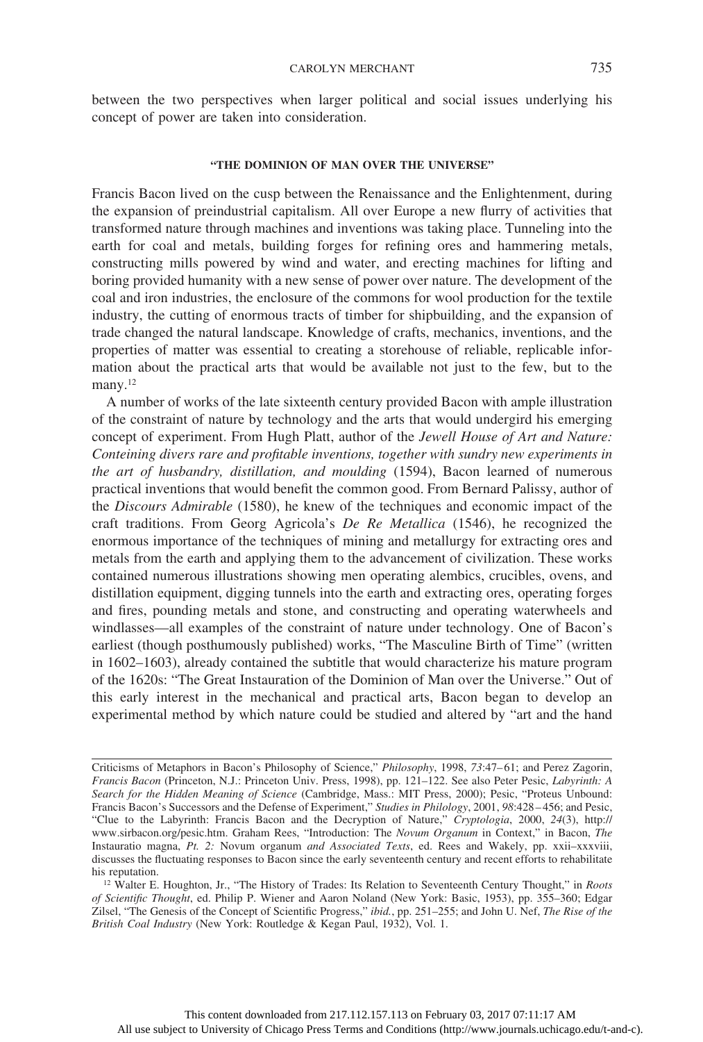between the two perspectives when larger political and social issues underlying his concept of power are taken into consideration.

### "THE DOMINION OF MAN OVER THE UNIVERSE"

Francis Bacon lived on the cusp between the Renaissance and the Enlightenment, during the expansion of preindustrial capitalism. All over Europe a new flurry of activities that transformed nature through machines and inventions was taking place. Tunneling into the earth for coal and metals, building forges for refining ores and hammering metals, constructing mills powered by wind and water, and erecting machines for lifting and boring provided humanity with a new sense of power over nature. The development of the coal and iron industries, the enclosure of the commons for wool production for the textile industry, the cutting of enormous tracts of timber for shipbuilding, and the expansion of trade changed the natural landscape. Knowledge of crafts, mechanics, inventions, and the properties of matter was essential to creating a storehouse of reliable, replicable information about the practical arts that would be available not just to the few, but to the many.[12]

A number of works of the late sixteenth century provided Bacon with ample illustration of the constraint of nature by technology and the arts that would undergird his emerging concept of experiment. From Hugh Platt, author of the *Jewell House of Art and Nature: Conteining divers rare and profitable inventions, together with sundry new experiments in the art of husbandry, distillation, and moulding* (1594), Bacon learned of numerous practical inventions that would benefit the common good. From Bernard Palissy, author of the *Discours Admirable* (1580), he knew of the techniques and economic impact of the craft traditions. From Georg Agricola's *De Re Metallica* (1546), he recognized the enormous importance of the techniques of mining and metallurgy for extracting ores and metals from the earth and applying them to the advancement of civilization. These works contained numerous illustrations showing men operating alembics, crucibles, ovens, and distillation equipment, digging tunnels into the earth and extracting ores, operating forges and fires, pounding metals and stone, and constructing and operating waterwheels and windlasses—all examples of the constraint of nature under technology. One of Bacon's earliest (though posthumously published) works, "The Masculine Birth of Time" (written in 1602–1603), already contained the subtitle that would characterize his mature program of the 1620s: "The Great Instauration of the Dominion of Man over the Universe." Out of this early interest in the mechanical and practical arts, Bacon began to develop an experimental method by which nature could be studied and altered by "art and the hand

---

Criticisms of Metaphors in Bacon's Philosophy of Science," *Philosophy*, 1998, *73*:47–61; and Perez Zagorin, *Francis Bacon* (Princeton, N.J.: Princeton Univ. Press, 1998), pp. 121–122. See also Peter Pesic, *Labyrinth: A Search for the Hidden Meaning of Science* (Cambridge, Mass.: MIT Press, 2000); Pesic, "Proteus Unbound: Francis Bacon's Successors and the Defense of Experiment," *Studies in Philology*, 2001, *98*:428–456; and Pesic, "Clue to the Labyrinth: Francis Bacon and the Decryption of Nature," *Cryptologia*, 2000, *24*(3), http://www.sirbacon.org/pesic.htm. Graham Rees, "Introduction: The *Novum Organum* in Context," in Bacon, *The* Instauratio magna, *Pt. 2:* Novum organum *and Associated Texts*, ed. Rees and Wakely, pp. xxii–xxxviii, discusses the fluctuating responses to Bacon since the early seventeenth century and recent efforts to rehabilitate his reputation.

[12] Walter E. Houghton, Jr., "The History of Trades: Its Relation to Seventeenth Century Thought," in *Roots of Scientific Thought*, ed. Philip P. Wiener and Aaron Noland (New York: Basic, 1953), pp. 355–360; Edgar Zilsel, "The Genesis of the Concept of Scientific Progress," *ibid.*, pp. 251–255; and John U. Nef, *The Rise of the British Coal Industry* (New York: Routledge & Kegan Paul, 1932), Vol. 1.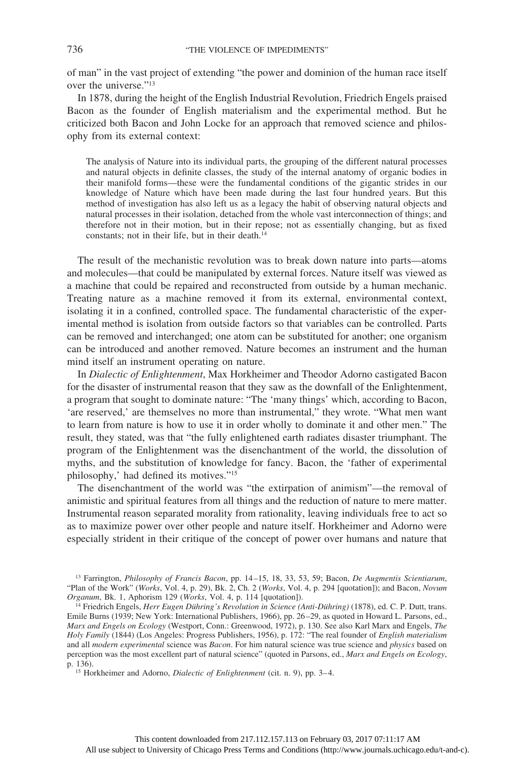of man" in the vast project of extending "the power and dominion of the human race itself over the universe."[13]

In 1878, during the height of the English Industrial Revolution, Friedrich Engels praised Bacon as the founder of English materialism and the experimental method. But he criticized both Bacon and John Locke for an approach that removed science and philosophy from its external context:

> The analysis of Nature into its individual parts, the grouping of the different natural processes and natural objects in definite classes, the study of the internal anatomy of organic bodies in their manifold forms—these were the fundamental conditions of the gigantic strides in our knowledge of Nature which have been made during the last four hundred years. But this method of investigation has also left us as a legacy the habit of observing natural objects and natural processes in their isolation, detached from the whole vast interconnection of things; and therefore not in their motion, but in their repose; not as essentially changing, but as fixed constants; not in their life, but in their death.[14]

The result of the mechanistic revolution was to break down nature into parts—atoms and molecules—that could be manipulated by external forces. Nature itself was viewed as a machine that could be repaired and reconstructed from outside by a human mechanic. Treating nature as a machine removed it from its external, environmental context, isolating it in a confined, controlled space. The fundamental characteristic of the experimental method is isolation from outside factors so that variables can be controlled. Parts can be removed and interchanged; one atom can be substituted for another; one organism can be introduced and another removed. Nature becomes an instrument and the human mind itself an instrument operating on nature.

In *Dialectic of Enlightenment*, Max Horkheimer and Theodor Adorno castigated Bacon for the disaster of instrumental reason that they saw as the downfall of the Enlightenment, a program that sought to dominate nature: "The 'many things' which, according to Bacon, 'are reserved,' are themselves no more than instrumental," they wrote. "What men want to learn from nature is how to use it in order wholly to dominate it and other men." The result, they stated, was that "the fully enlightened earth radiates disaster triumphant. The program of the Enlightenment was the disenchantment of the world, the dissolution of myths, and the substitution of knowledge for fancy. Bacon, the 'father of experimental philosophy,' had defined its motives."[15]

The disenchantment of the world was "the extirpation of animism"—the removal of animistic and spiritual features from all things and the reduction of nature to mere matter. Instrumental reason separated morality from rationality, leaving individuals free to act so as to maximize power over other people and nature itself. Horkheimer and Adorno were especially strident in their critique of the concept of power over humans and nature that

---

[13] Farrington, *Philosophy of Francis Bacon*, pp. 14–15, 18, 33, 53, 59; Bacon, *De Augmentis Scientiarum*, "Plan of the Work" (*Works*, Vol. 4, p. 29), Bk. 2, Ch. 2 (*Works*, Vol. 4, p. 294 [quotation]); and Bacon, *Novum Organum*, Bk. 1, Aphorism 129 (*Works*, Vol. 4, p. 114 [quotation]).

[14] Friedrich Engels, *Herr Eugen Dühring's Revolution in Science (Anti-Dühring)* (1878), ed. C. P. Dutt, trans. Emile Burns (1939; New York: International Publishers, 1966), pp. 26–29, as quoted in Howard L. Parsons, ed., *Marx and Engels on Ecology* (Westport, Conn.: Greenwood, 1972), p. 130. See also Karl Marx and Engels, *The Holy Family* (1844) (Los Angeles: Progress Publishers, 1956), p. 172: "The real founder of *English materialism* and all *modern experimental* science was *Bacon*. For him natural science was true science and *physics* based on perception was the most excellent part of natural science" (quoted in Parsons, ed., *Marx and Engels on Ecology*, p. 136).

[15] Horkheimer and Adorno, *Dialectic of Enlightenment* (cit. n. 9), pp. 3–4.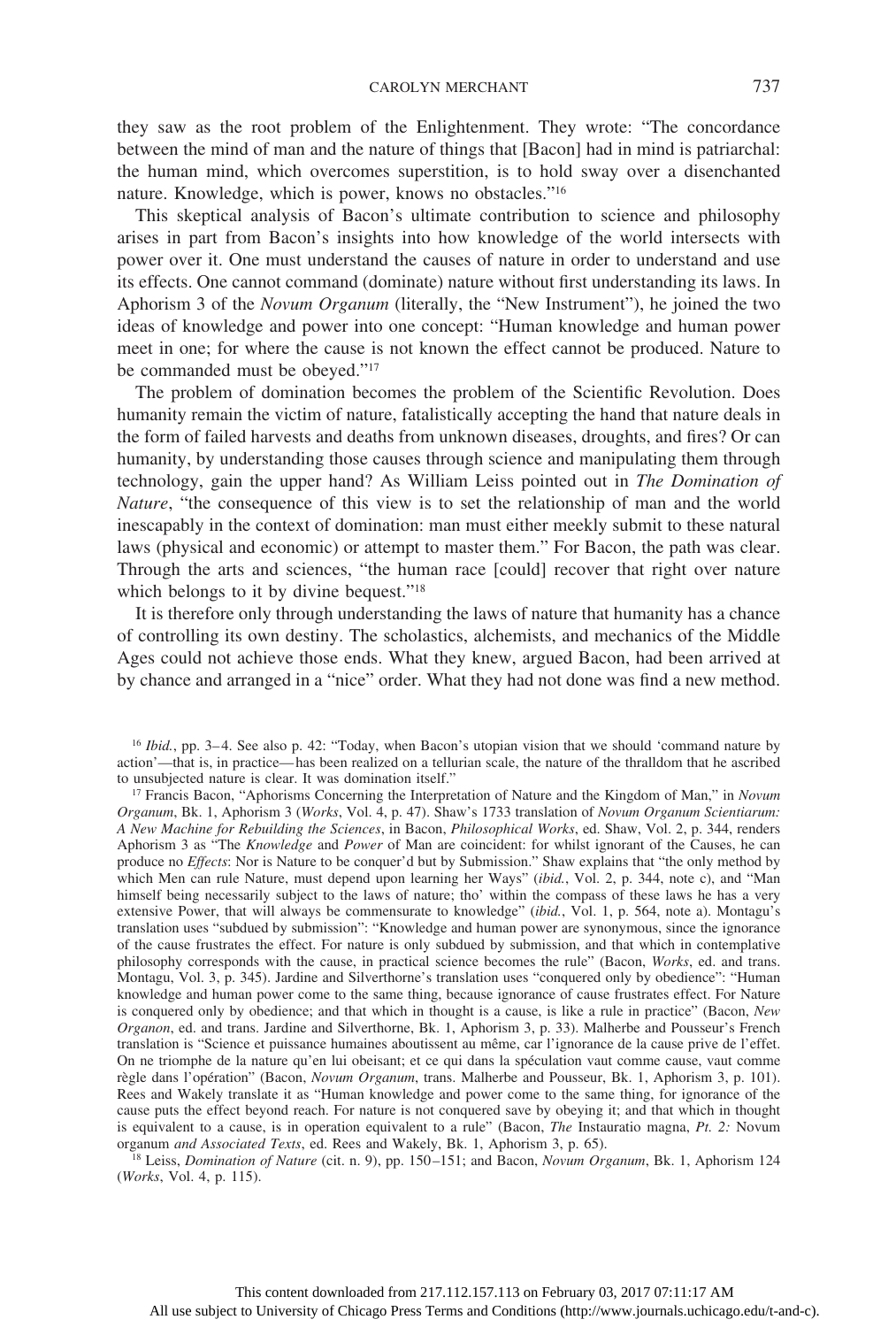they saw as the root problem of the Enlightenment. They wrote: "The concordance between the mind of man and the nature of things that [Bacon] had in mind is patriarchal: the human mind, which overcomes superstition, is to hold sway over a disenchanted nature. Knowledge, which is power, knows no obstacles."[16]

This skeptical analysis of Bacon's ultimate contribution to science and philosophy arises in part from Bacon's insights into how knowledge of the world intersects with power over it. One must understand the causes of nature in order to understand and use its effects. One cannot command (dominate) nature without first understanding its laws. In Aphorism 3 of the *Novum Organum* (literally, the "New Instrument"), he joined the two ideas of knowledge and power into one concept: "Human knowledge and human power meet in one; for where the cause is not known the effect cannot be produced. Nature to be commanded must be obeyed."[17]

The problem of domination becomes the problem of the Scientific Revolution. Does humanity remain the victim of nature, fatalistically accepting the hand that nature deals in the form of failed harvests and deaths from unknown diseases, droughts, and fires? Or can humanity, by understanding those causes through science and manipulating them through technology, gain the upper hand? As William Leiss pointed out in *The Domination of Nature*, "the consequence of this view is to set the relationship of man and the world inescapably in the context of domination: man must either meekly submit to these natural laws (physical and economic) or attempt to master them." For Bacon, the path was clear. Through the arts and sciences, "the human race [could] recover that right over nature which belongs to it by divine bequest."[18]

It is therefore only through understanding the laws of nature that humanity has a chance of controlling its own destiny. The scholastics, alchemists, and mechanics of the Middle Ages could not achieve those ends. What they knew, argued Bacon, had been arrived at by chance and arranged in a "nice" order. What they had not done was find a new method.

[16] *Ibid.*, pp. 3–4. See also p. 42: "Today, when Bacon's utopian vision that we should 'command nature by action'—that is, in practice—has been realized on a tellurian scale, the nature of the thralldom that he ascribed to unsubjected nature is clear. It was domination itself."

[17] Francis Bacon, "Aphorisms Concerning the Interpretation of Nature and the Kingdom of Man," in *Novum Organum*, Bk. 1, Aphorism 3 (*Works*, Vol. 4, p. 47). Shaw's 1733 translation of *Novum Organum Scientiarum: A New Machine for Rebuilding the Sciences*, in Bacon, *Philosophical Works*, ed. Shaw, Vol. 2, p. 344, renders Aphorism 3 as "The *Knowledge* and *Power* of Man are coincident: for whilst ignorant of the Causes, he can produce no *Effects*: Nor is Nature to be conquer'd but by Submission." Shaw explains that "the only method by which Men can rule Nature, must depend upon learning her Ways" (*ibid.*, Vol. 2, p. 344, note c), and "Man himself being necessarily subject to the laws of nature; tho' within the compass of these laws he has a very extensive Power, that will always be commensurate to knowledge" (*ibid.*, Vol. 1, p. 564, note a). Montagu's translation uses "subdued by submission": "Knowledge and human power are synonymous, since the ignorance of the cause frustrates the effect. For nature is only subdued by submission, and that which in contemplative philosophy corresponds with the cause, in practical science becomes the rule" (Bacon, *Works*, ed. and trans. Montagu, Vol. 3, p. 345). Jardine and Silverthorne's translation uses "conquered only by obedience": "Human knowledge and human power come to the same thing, because ignorance of cause frustrates effect. For Nature is conquered only by obedience; and that which in thought is a cause, is like a rule in practice" (Bacon, *New Organon*, ed. and trans. Jardine and Silverthorne, Bk. 1, Aphorism 3, p. 33). Malherbe and Pousseur's French translation is "Science et puissance humaines aboutissent au même, car l'ignorance de la cause prive de l'effet. On ne triomphe de la nature qu'en lui obeisant; et ce qui dans la spéculation vaut comme cause, vaut comme règle dans l'opération" (Bacon, *Novum Organum*, trans. Malherbe and Pousseur, Bk. 1, Aphorism 3, p. 101). Rees and Wakely translate it as "Human knowledge and power come to the same thing, for ignorance of the cause puts the effect beyond reach. For nature is not conquered save by obeying it; and that which in thought is equivalent to a cause, is in operation equivalent to a rule" (Bacon, *The* Instauratio magna, *Pt. 2:* Novum organum *and Associated Texts*, ed. Rees and Wakely, Bk. 1, Aphorism 3, p. 65).

[18] Leiss, *Domination of Nature* (cit. n. 9), pp. 150–151; and Bacon, *Novum Organum*, Bk. 1, Aphorism 124 (*Works*, Vol. 4, p. 115).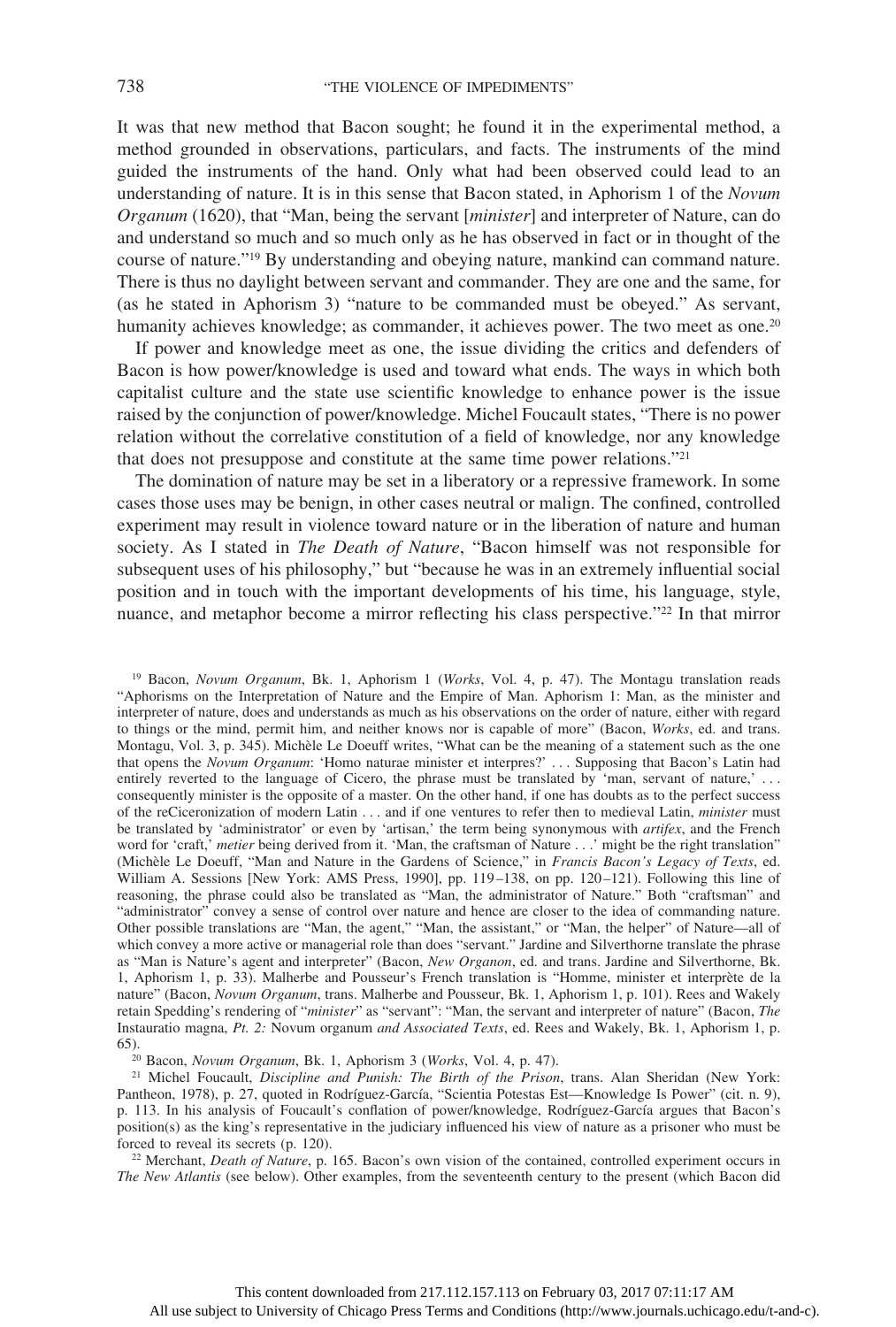It was that new method that Bacon sought; he found it in the experimental method, a method grounded in observations, particulars, and facts. The instruments of the mind guided the instruments of the hand. Only what had been observed could lead to an understanding of nature. It is in this sense that Bacon stated, in Aphorism 1 of the *Novum Organum* (1620), that "Man, being the servant [*minister*] and interpreter of Nature, can do and understand so much and so much only as he has observed in fact or in thought of the course of nature."[19] By understanding and obeying nature, mankind can command nature. There is thus no daylight between servant and commander. They are one and the same, for (as he stated in Aphorism 3) "nature to be commanded must be obeyed." As servant, humanity achieves knowledge; as commander, it achieves power. The two meet as one.[20]

If power and knowledge meet as one, the issue dividing the critics and defenders of Bacon is how power/knowledge is used and toward what ends. The ways in which both capitalist culture and the state use scientific knowledge to enhance power is the issue raised by the conjunction of power/knowledge. Michel Foucault states, "There is no power relation without the correlative constitution of a field of knowledge, nor any knowledge that does not presuppose and constitute at the same time power relations."[21]

The domination of nature may be set in a liberatory or a repressive framework. In some cases those uses may be benign, in other cases neutral or malign. The confined, controlled experiment may result in violence toward nature or in the liberation of nature and human society. As I stated in *The Death of Nature*, "Bacon himself was not responsible for subsequent uses of his philosophy," but "because he was in an extremely influential social position and in touch with the important developments of his time, his language, style, nuance, and metaphor become a mirror reflecting his class perspective."[22] In that mirror

[19] Bacon, *Novum Organum*, Bk. 1, Aphorism 1 (*Works*, Vol. 4, p. 47). The Montagu translation reads "Aphorisms on the Interpretation of Nature and the Empire of Man. Aphorism 1: Man, as the minister and interpreter of nature, does and understands as much as his observations on the order of nature, either with regard to things or the mind, permit him, and neither knows nor is capable of more" (Bacon, *Works*, ed. and trans. Montagu, Vol. 3, p. 345). Michèle Le Doeuff writes, "What can be the meaning of a statement such as the one that opens the *Novum Organum*: 'Homo naturae minister et interpres?' . . . Supposing that Bacon's Latin had entirely reverted to the language of Cicero, the phrase must be translated by 'man, servant of nature,' . . . consequently minister is the opposite of a master. On the other hand, if one has doubts as to the perfect success of the reCiceronization of modern Latin . . . and if one ventures to refer then to medieval Latin, *minister* must be translated by 'administrator' or even by 'artisan,' the term being synonymous with *artifex*, and the French word for 'craft,' *metier* being derived from it. 'Man, the craftsman of Nature . . .' might be the right translation" (Michèle Le Doeuff, "Man and Nature in the Gardens of Science," in *Francis Bacon's Legacy of Texts*, ed. William A. Sessions [New York: AMS Press, 1990], pp. 119–138, on pp. 120–121). Following this line of reasoning, the phrase could also be translated as "Man, the administrator of Nature." Both "craftsman" and "administrator" convey a sense of control over nature and hence are closer to the idea of commanding nature. Other possible translations are "Man, the agent," "Man, the assistant," or "Man, the helper" of Nature—all of which convey a more active or managerial role than does "servant." Jardine and Silverthorne translate the phrase as "Man is Nature's agent and interpreter" (Bacon, *New Organon*, ed. and trans. Jardine and Silverthorne, Bk. 1, Aphorism 1, p. 33). Malherbe and Pousseur's French translation is "Homme, minister et interprète de la nature" (Bacon, *Novum Organum*, trans. Malherbe and Pousseur, Bk. 1, Aphorism 1, p. 101). Rees and Wakely retain Spedding's rendering of "*minister*" as "servant": "Man, the servant and interpreter of nature" (Bacon, *The* Instauratio magna, *Pt. 2:* Novum organum *and Associated Texts*, ed. Rees and Wakely, Bk. 1, Aphorism 1, p. 65).

[20] Bacon, *Novum Organum*, Bk. 1, Aphorism 3 (*Works*, Vol. 4, p. 47).

[21] Michel Foucault, *Discipline and Punish: The Birth of the Prison*, trans. Alan Sheridan (New York: Pantheon, 1978), p. 27, quoted in Rodríguez-García, "Scientia Potestas Est—Knowledge Is Power" (cit. n. 9), p. 113. In his analysis of Foucault's conflation of power/knowledge, Rodríguez-García argues that Bacon's position(s) as the king's representative in the judiciary influenced his view of nature as a prisoner who must be forced to reveal its secrets (p. 120).

[22] Merchant, *Death of Nature*, p. 165. Bacon's own vision of the contained, controlled experiment occurs in *The New Atlantis* (see below). Other examples, from the seventeenth century to the present (which Bacon did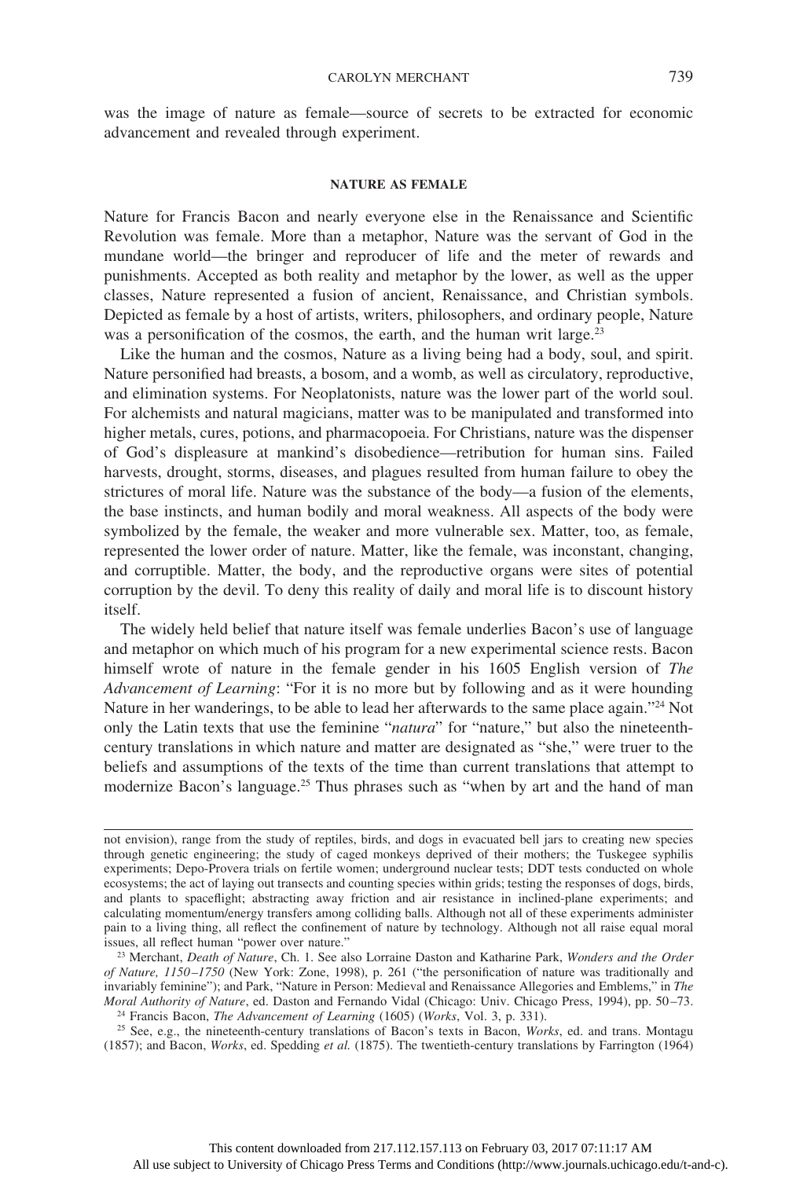was the image of nature as female—source of secrets to be extracted for economic advancement and revealed through experiment.

## NATURE AS FEMALE

Nature for Francis Bacon and nearly everyone else in the Renaissance and Scientific Revolution was female. More than a metaphor, Nature was the servant of God in the mundane world—the bringer and reproducer of life and the meter of rewards and punishments. Accepted as both reality and metaphor by the lower, as well as the upper classes, Nature represented a fusion of ancient, Renaissance, and Christian symbols. Depicted as female by a host of artists, writers, philosophers, and ordinary people, Nature was a personification of the cosmos, the earth, and the human writ large.[23]

Like the human and the cosmos, Nature as a living being had a body, soul, and spirit. Nature personified had breasts, a bosom, and a womb, as well as circulatory, reproductive, and elimination systems. For Neoplatonists, nature was the lower part of the world soul. For alchemists and natural magicians, matter was to be manipulated and transformed into higher metals, cures, potions, and pharmacopoeia. For Christians, nature was the dispenser of God's displeasure at mankind's disobedience—retribution for human sins. Failed harvests, drought, storms, diseases, and plagues resulted from human failure to obey the strictures of moral life. Nature was the substance of the body—a fusion of the elements, the base instincts, and human bodily and moral weakness. All aspects of the body were symbolized by the female, the weaker and more vulnerable sex. Matter, too, as female, represented the lower order of nature. Matter, like the female, was inconstant, changing, and corruptible. Matter, the body, and the reproductive organs were sites of potential corruption by the devil. To deny this reality of daily and moral life is to discount history itself.

The widely held belief that nature itself was female underlies Bacon's use of language and metaphor on which much of his program for a new experimental science rests. Bacon himself wrote of nature in the female gender in his 1605 English version of *The Advancement of Learning*: "For it is no more but by following and as it were hounding Nature in her wanderings, to be able to lead her afterwards to the same place again."[24] Not only the Latin texts that use the feminine "*natura*" for "nature," but also the nineteenth-century translations in which nature and matter are designated as "she," were truer to the beliefs and assumptions of the texts of the time than current translations that attempt to modernize Bacon's language.[25] Thus phrases such as "when by art and the hand of man

---

not envision), range from the study of reptiles, birds, and dogs in evacuated bell jars to creating new species through genetic engineering; the study of caged monkeys deprived of their mothers; the Tuskegee syphilis experiments; Depo-Provera trials on fertile women; underground nuclear tests; DDT tests conducted on whole ecosystems; the act of laying out transects and counting species within grids; testing the responses of dogs, birds, and plants to spaceflight; abstracting away friction and air resistance in inclined-plane experiments; and calculating momentum/energy transfers among colliding balls. Although not all of these experiments administer pain to a living thing, all reflect the confinement of nature by technology. Although not all raise equal moral issues, all reflect human "power over nature."

[23] Merchant, *Death of Nature*, Ch. 1. See also Lorraine Daston and Katharine Park, *Wonders and the Order of Nature, 1150–1750* (New York: Zone, 1998), p. 261 ("the personification of nature was traditionally and invariably feminine"); and Park, "Nature in Person: Medieval and Renaissance Allegories and Emblems," in *The Moral Authority of Nature*, ed. Daston and Fernando Vidal (Chicago: Univ. Chicago Press, 1994), pp. 50–73.

[24] Francis Bacon, *The Advancement of Learning* (1605) (*Works*, Vol. 3, p. 331).

[25] See, e.g., the nineteenth-century translations of Bacon's texts in Bacon, *Works*, ed. and trans. Montagu (1857); and Bacon, *Works*, ed. Spedding *et al.* (1875). The twentieth-century translations by Farrington (1964)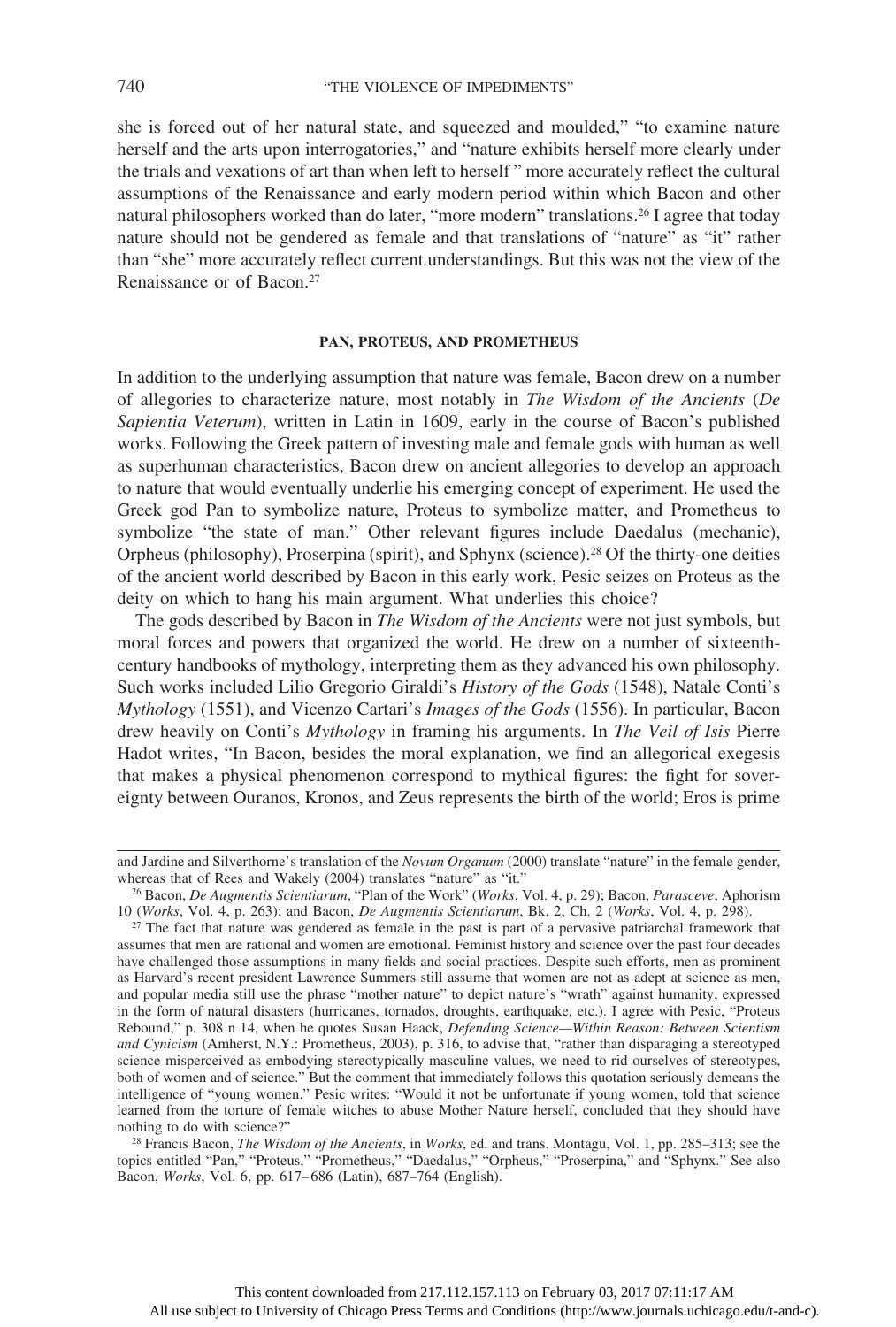she is forced out of her natural state, and squeezed and moulded," "to examine nature herself and the arts upon interrogatories," and "nature exhibits herself more clearly under the trials and vexations of art than when left to herself" more accurately reflect the cultural assumptions of the Renaissance and early modern period within which Bacon and other natural philosophers worked than do later, "more modern" translations.[26] I agree that today nature should not be gendered as female and that translations of "nature" as "it" rather than "she" more accurately reflect current understandings. But this was not the view of the Renaissance or of Bacon.[27]

## PAN, PROTEUS, AND PROMETHEUS

In addition to the underlying assumption that nature was female, Bacon drew on a number of allegories to characterize nature, most notably in *The Wisdom of the Ancients* (*De Sapientia Veterum*), written in Latin in 1609, early in the course of Bacon's published works. Following the Greek pattern of investing male and female gods with human as well as superhuman characteristics, Bacon drew on ancient allegories to develop an approach to nature that would eventually underlie his emerging concept of experiment. He used the Greek god Pan to symbolize nature, Proteus to symbolize matter, and Prometheus to symbolize "the state of man." Other relevant figures include Daedalus (mechanic), Orpheus (philosophy), Proserpina (spirit), and Sphynx (science).[28] Of the thirty-one deities of the ancient world described by Bacon in this early work, Pesic seizes on Proteus as the deity on which to hang his main argument. What underlies this choice?

The gods described by Bacon in *The Wisdom of the Ancients* were not just symbols, but moral forces and powers that organized the world. He drew on a number of sixteenth-century handbooks of mythology, interpreting them as they advanced his own philosophy. Such works included Lilio Gregorio Giraldi's *History of the Gods* (1548), Natale Conti's *Mythology* (1551), and Vicenzo Cartari's *Images of the Gods* (1556). In particular, Bacon drew heavily on Conti's *Mythology* in framing his arguments. In *The Veil of Isis* Pierre Hadot writes, "In Bacon, besides the moral explanation, we find an allegorical exegesis that makes a physical phenomenon correspond to mythical figures: the fight for sovereignty between Ouranos, Kronos, and Zeus represents the birth of the world; Eros is prime

---

and Jardine and Silverthorne's translation of the *Novum Organum* (2000) translate "nature" in the female gender, whereas that of Rees and Wakely (2004) translates "nature" as "it."

[26] Bacon, *De Augmentis Scientiarum*, "Plan of the Work" (*Works*, Vol. 4, p. 29); Bacon, *Parasceve*, Aphorism 10 (*Works*, Vol. 4, p. 263); and Bacon, *De Augmentis Scientiarum*, Bk. 2, Ch. 2 (*Works*, Vol. 4, p. 298).

[27] The fact that nature was gendered as female in the past is part of a pervasive patriarchal framework that assumes that men are rational and women are emotional. Feminist history and science over the past four decades have challenged those assumptions in many fields and social practices. Despite such efforts, men as prominent as Harvard's recent president Lawrence Summers still assume that women are not as adept at science as men, and popular media still use the phrase "mother nature" to depict nature's "wrath" against humanity, expressed in the form of natural disasters (hurricanes, tornados, droughts, earthquake, etc.). I agree with Pesic, "Proteus Rebound," p. 308 n 14, when he quotes Susan Haack, *Defending Science—Within Reason: Between Scientism and Cynicism* (Amherst, N.Y.: Prometheus, 2003), p. 316, to advise that, "rather than disparaging a stereotyped science misperceived as embodying stereotypically masculine values, we need to rid ourselves of stereotypes, both of women and of science." But the comment that immediately follows this quotation seriously demeans the intelligence of "young women." Pesic writes: "Would it not be unfortunate if young women, told that science learned from the torture of female witches to abuse Mother Nature herself, concluded that they should have nothing to do with science?"

[28] Francis Bacon, *The Wisdom of the Ancients*, in *Works*, ed. and trans. Montagu, Vol. 1, pp. 285–313; see the topics entitled "Pan," "Proteus," "Prometheus," "Daedalus," "Orpheus," "Proserpina," and "Sphynx." See also Bacon, *Works*, Vol. 6, pp. 617–686 (Latin), 687–764 (English).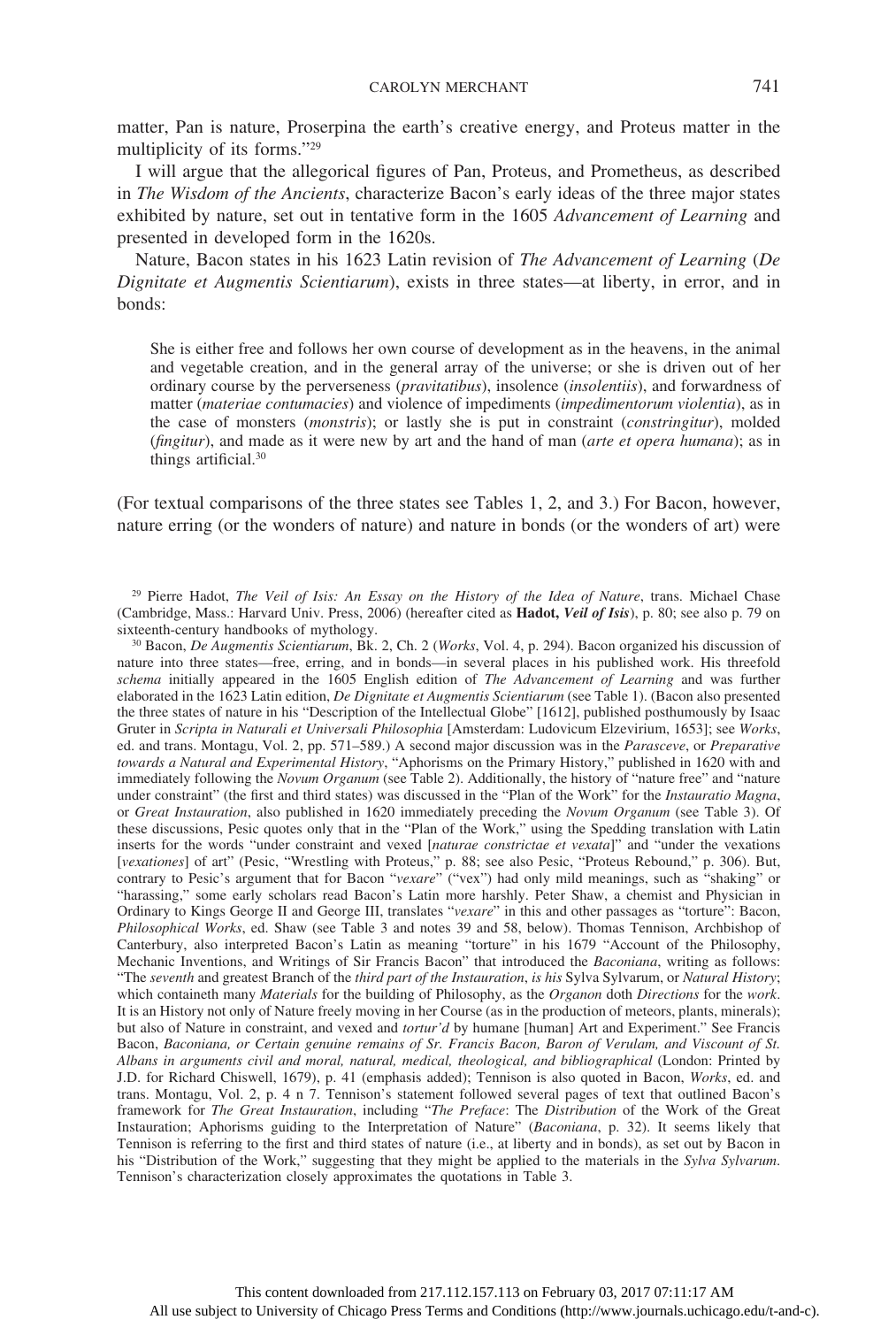matter, Pan is nature, Proserpina the earth's creative energy, and Proteus matter in the multiplicity of its forms."[29]

I will argue that the allegorical figures of Pan, Proteus, and Prometheus, as described in *The Wisdom of the Ancients*, characterize Bacon's early ideas of the three major states exhibited by nature, set out in tentative form in the 1605 *Advancement of Learning* and presented in developed form in the 1620s.

Nature, Bacon states in his 1623 Latin revision of *The Advancement of Learning* (*De Dignitate et Augmentis Scientiarum*), exists in three states—at liberty, in error, and in bonds:

> She is either free and follows her own course of development as in the heavens, in the animal and vegetable creation, and in the general array of the universe; or she is driven out of her ordinary course by the perverseness (*pravitatibus*), insolence (*insolentiis*), and forwardness of matter (*materiae contumacies*) and violence of impediments (*impedimentorum violentia*), as in the case of monsters (*monstris*); or lastly she is put in constraint (*constringitur*), molded (*fingitur*), and made as it were new by art and the hand of man (*arte et opera humana*); as in things artificial.[30]

(For textual comparisons of the three states see Tables 1, 2, and 3.) For Bacon, however, nature erring (or the wonders of nature) and nature in bonds (or the wonders of art) were

---

[29] Pierre Hadot, *The Veil of Isis: An Essay on the History of the Idea of Nature*, trans. Michael Chase (Cambridge, Mass.: Harvard Univ. Press, 2006) (hereafter cited as **Hadot, *Veil of Isis***), p. 80; see also p. 79 on sixteenth-century handbooks of mythology.

[30] Bacon, *De Augmentis Scientiarum*, Bk. 2, Ch. 2 (*Works*, Vol. 4, p. 294). Bacon organized his discussion of nature into three states—free, erring, and in bonds—in several places in his published work. His threefold *schema* initially appeared in the 1605 English edition of *The Advancement of Learning* and was further elaborated in the 1623 Latin edition, *De Dignitate et Augmentis Scientiarum* (see Table 1). (Bacon also presented the three states of nature in his "Description of the Intellectual Globe" [1612], published posthumously by Isaac Gruter in *Scripta in Naturali et Universali Philosophia* [Amsterdam: Ludovicum Elzevirium, 1653]; see *Works*, ed. and trans. Montagu, Vol. 2, pp. 571–589.) A second major discussion was in the *Parasceve*, or *Preparative towards a Natural and Experimental History*, "Aphorisms on the Primary History," published in 1620 with and immediately following the *Novum Organum* (see Table 2). Additionally, the history of "nature free" and "nature under constraint" (the first and third states) was discussed in the "Plan of the Work" for the *Instauratio Magna*, or *Great Instauration*, also published in 1620 immediately preceding the *Novum Organum* (see Table 3). Of these discussions, Pesic quotes only that in the "Plan of the Work," using the Spedding translation with Latin inserts for the words "under constraint and vexed [*naturae constrictae et vexata*]" and "under the vexations [*vexationes*] of art" (Pesic, "Wrestling with Proteus," p. 88; see also Pesic, "Proteus Rebound," p. 306). But, contrary to Pesic's argument that for Bacon "*vexare*" ("vex") had only mild meanings, such as "shaking" or "harassing," some early scholars read Bacon's Latin more harshly. Peter Shaw, a chemist and Physician in Ordinary to Kings George II and George III, translates "*vexare*" in this and other passages as "torture": Bacon, *Philosophical Works*, ed. Shaw (see Table 3 and notes 39 and 58, below). Thomas Tennison, Archbishop of Canterbury, also interpreted Bacon's Latin as meaning "torture" in his 1679 "Account of the Philosophy, Mechanic Inventions, and Writings of Sir Francis Bacon" that introduced the *Baconiana*, writing as follows: "The *seventh* and greatest Branch of the *third part of the Instauration*, *is his* Sylva Sylvarum, or *Natural History*; which containeth many *Materials* for the building of Philosophy, as the *Organon* doth *Directions* for the *work*. It is an History not only of Nature freely moving in her Course (as in the production of meteors, plants, minerals); but also of Nature in constraint, and vexed and *tortur'd* by humane [human] Art and Experiment." See Francis Bacon, *Baconiana, or Certain genuine remains of Sr. Francis Bacon, Baron of Verulam, and Viscount of St. Albans in arguments civil and moral, natural, medical, theological, and bibliographical* (London: Printed by J.D. for Richard Chiswell, 1679), p. 41 (emphasis added); Tennison is also quoted in Bacon, *Works*, ed. and trans. Montagu, Vol. 2, p. 4 n 7. Tennison's statement followed several pages of text that outlined Bacon's framework for *The Great Instauration*, including "*The Preface*: The *Distribution* of the Work of the Great Instauration; Aphorisms guiding to the Interpretation of Nature" (*Baconiana*, p. 32). It seems likely that Tennison is referring to the first and third states of nature (i.e., at liberty and in bonds), as set out by Bacon in his "Distribution of the Work," suggesting that they might be applied to the materials in the *Sylva Sylvarum*. Tennison's characterization closely approximates the quotations in Table 3.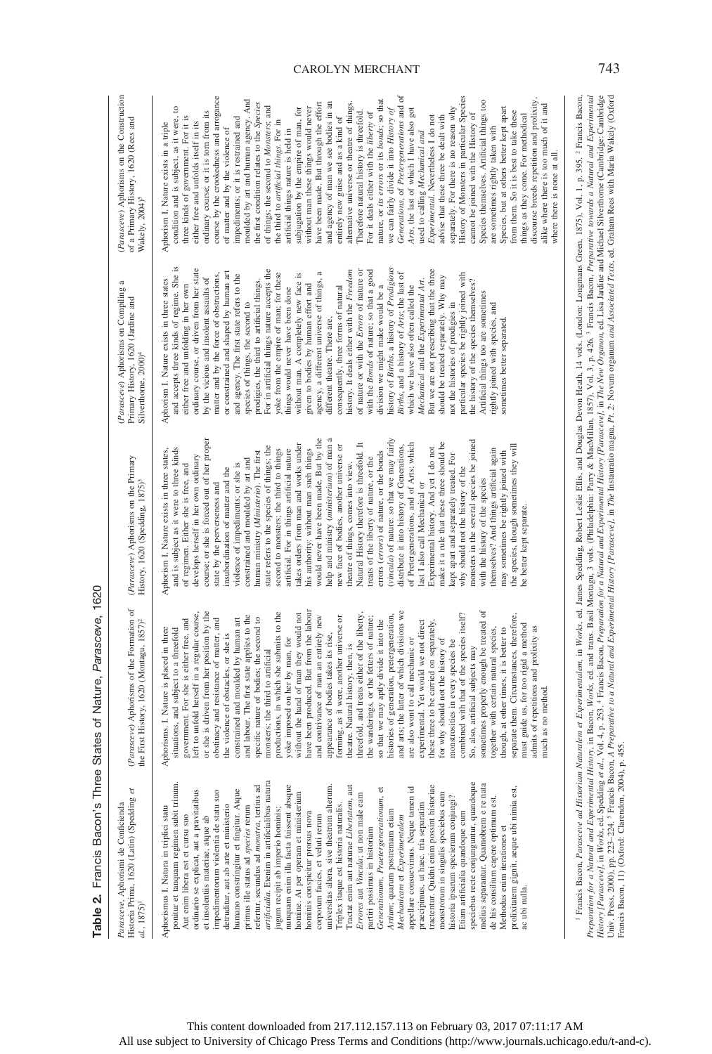**Table 2.** Francis Bacon's Three States of Nature, *Parasceve*, 1620

| *Parasceve*, Aphorismi de Conficienda Historia Prima, 1620 (Latin) (Spedding *et al.*, 1875)[1] | (*Parasceve*) Aphorisms of the Formation of the First History, 1620 (Montagu, 1857)[2] | (*Parasceve*) Aphorisms on the Primary History, 1620 (Spedding, 1875)[3] | (*Parasceve*) Aphorisms on Compiling a Primary History, 1620 (Jardine and Silverthorne, 2000)[4] | (*Parasceve*) Aphorisms on the Construction of a Primary History, 1620 (Rees and Wakely, 2004)[5] |
|---|---|---|---|---|
| Aphorismus I. Natura in triplici statu ponitur et tanquam regimen subit trinum. Aut enim libera est et cursu suo ordinario se explicat, aut a pravitatibus et insolentiis materiae, atque ab impedimentorum violentia de statu suo detruditur, aut ab arte et ministerio humano constringitur et fingitur. Atque primus ille status ad *species* rerum refertur, secundus ad *monstra*, tertius ad *artificialia*. Etenim in artificialibus natura jugum recipit ab imperio hominis; nunquam enim illa facta fuissent absque homine. At per operam et ministerium hominis conspicitur prorsus nova corporum facies, et veluti rerum universitas altera, sive theatrum alterum. Triplex itaque est historia naturalis. Tractat enim aut naturae *Libertatem*, aut *Errores* aut *Vincula*; ut non male eam partiri possimus in historiam *Generationum*, *Praetergenerationum*, et *Artium*; quarum postremam etiam *Mechanicam* et *Experimentalem* appellare consuevimus. Neque tamen id praecipimus, ut haec tria separatim tractentur. Quidni enim possint historiae monstrorum in singulis speciebus cum historia ipsarum specierum conjungi? Etiam artificialia quandoque cum speciebus recte conjunguntur, quandoque melius separantur. Quamobrem e re nata de his consilium capere optimum est. Methodus enim iterationes et prolixitatem gignit, aeque ubi nimia est, ac ubi nulla. | Aphorisms. I. Nature is placed in three situations, and subject to a threefold government. For she is either free, and left to unfold herself in a regular course, or she is driven from her position by the obstinacy and resistance of matter, and the violence of obstacles, or she is constrained and moulded by human art and labour. The first state applies to the specific nature of bodies; the second to monsters; the third to artificial productions, in which she submits to the yoke imposed on her by man, for without the hand of man they would not have been produced. But from the labour and contrivance of man an entirely new appearance of bodies takes its rise, forming, as it were, another universe or theatre. Natural history, then, is threefold, and treats either of the liberty, the wanderings, or the fetters of nature; so that we may aptly divide it into the histories of generation, pretergeneration, and arts; the latter of which divisions we are also wont to call mechanic or experimental. Yet we would not direct these three to be carried on separately, for why should not the history of monstrosities in every species be combined with that of the species itself? So, also, artificial subjects may sometimes properly enough be treated of together with certain natural species, though, at other times, it is better to separate them. Circumstances, therefore, must guide us, for too rigid a method admits of repetitions and prolixity as much as no method. | Aphorism I. Nature exists in three states, and is subject as it were to three kinds of regimen. Either she is free, and develops herself in her own ordinary course; or she is forced out of her proper state by the perverseness and insubordination of matter and the violence of impediments; or she is constrained and moulded by art and human ministry (*Ministerio*). The first state refers to the species of things; the second to monsters; the third to things artificial. For in things artificial nature takes orders from man and works under his authority: without man such things would never have been made. But by the help and ministry (*ministerium*) of man a new face of bodies, another universe or theatre of things, comes into view. Natural History therefore is threefold. It treats of the liberty of nature, or the errors (*errores*) of nature, or the bonds (*vincula*) of nature: so that we may fairly distribute it into history of Generations, of Pretergenerations, and of Arts; which last I also call Mechanical or Experimental history. And yet I do not make it a rule that these three should be kept apart and separately treated. For why should not the history of the monsters in the several species be joined with the history of the species themselves? And things artificial again may sometimes be rightly joined with the species, though sometimes they will be better kept separate. | Aphorism I. Nature exists in three states and accepts three kinds of regime. She is either free and unfolding in her own ordinary course, or driven from her state by the vicious and insolent assaults of matter and by the force of obstructions, or constrained and shaped by human art and agency. The first state refers to the species of things, the second to prodigies, the third to artificial things. For in artificial things nature accepts the yoke from the empire of man; for these things would never have been done without man. A completely new face is given to bodies by human effort and agency, a different universe of things, a different theatre. There are, consequently, three forms of natural history. It deals either with the *Freedom* of nature or with the *Errors* of nature or with the *Bonds* of nature; so that a good division we might make would be a history of *Prodigious Births*, a history of *Prodigious Births*, and a history of *Arts*; the last of which we have also often called the *Mechanical* and the *Experimental Art*. But we are not prescribing that the three should be treated separately. Why may not the histories of prodigies in particular species be rightly joined with the history of the species themselves? Artificial things too are sometimes rightly joined with species, and sometimes better separated. | Aphorism I. Nature exists in a triple condition and is subject, as it were, to three kinds of government. For it is either free and unfolds itself in its ordinary course; or it is torn from its course by the crookedness and arrogance of matter and by the violence of impediments; or it is restrained and moulded by art and human agency. And the first condition relates to the *Species* of things; the second to *Monsters*; and the third to *artificial things*. For in artificial things nature is held in subjugation by the empire of man, for without man these things would never have been made. But through the effort and agency of man we see bodies in an entirely new guise and as a kind of alternative universe or theatre of things. Therefore natural history is threefold. For it deals either with the *liberty* of nature, or *its errors* or its *bonds*; so that we can fairly divide it into *History of Generations*, of *Pretergenerations* and of *Arts*, the last of which I have also got used to calling *Mechanical* and *Experimental*. Nevertheless I do not advise that these three be dealt with separately. For there is no reason why History of Monsters in particular Species cannot be joined with the History of Species themselves. Artificial things too are sometimes rightly taken with Species, but at others better kept apart from them. So it is best to take these things as they come. For methodical discourse breeds repetition and prolixity, alike where there is too much of it and where there is none at all. |

[1] Francis Bacon, *Parasceve ad Historiam Naturalem et Experimentalem*, in *Works*, ed. James Spedding, Robert Leslie Ellis, and Douglas Devon Heath, 14 vols. (London: Longmans Green, 1875), Vol. 1, p. 395. [2] Francis Bacon, *Preparation for a Natural and Experimental History*, in Bacon, *Works*, ed. and trans. Basil Montagu, 3 vols. (Philadelphia: Parry & MacMillan, 1857), Vol. 3, p. 426. [3] Francis Bacon, *Preparative towards a Natural and Experimental History [Parasceve]*, in *Works*, ed. Spedding *et al.*, Vol. 4, p. 253. [4] Francis Bacon, *Preparation for a Natural and Experimental History [Parasceve]*, in *The New Organon*, ed. Lisa Jardine and Michael Silverthorne (Cambridge: Cambridge Univ. Press, 2000), pp. 223–224. [5] Francis Bacon, *A Preparative to a Natural and Experimental History [Parasceve]*, in *The* Instauratio magna, *Pt. 2*: Novum organum *and Associated Texts*, ed. Graham Rees with Maria Wakely (Oxford Francis Bacon, 11) (Oxford: Clarendon, 2004), p. 455.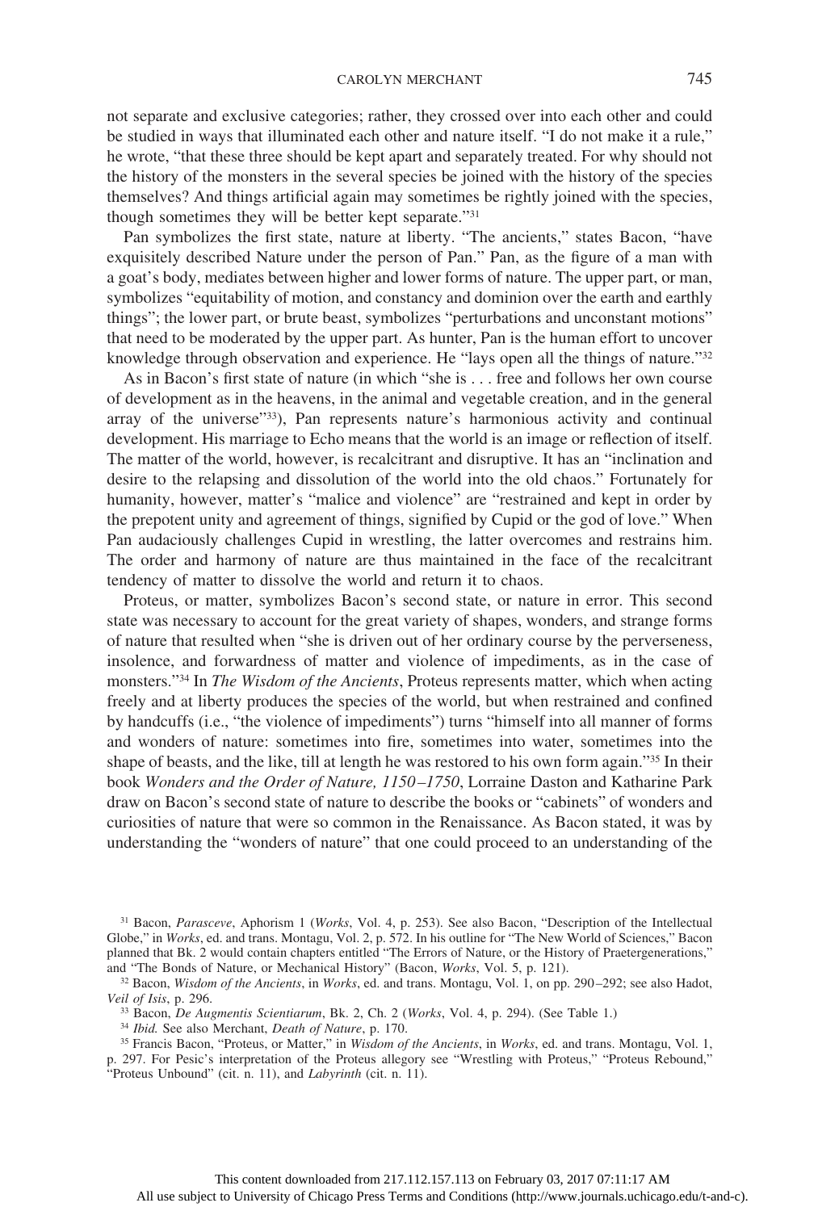not separate and exclusive categories; rather, they crossed over into each other and could be studied in ways that illuminated each other and nature itself. "I do not make it a rule," he wrote, "that these three should be kept apart and separately treated. For why should not the history of the monsters in the several species be joined with the history of the species themselves? And things artificial again may sometimes be rightly joined with the species, though sometimes they will be better kept separate."[31]

Pan symbolizes the first state, nature at liberty. "The ancients," states Bacon, "have exquisitely described Nature under the person of Pan." Pan, as the figure of a man with a goat's body, mediates between higher and lower forms of nature. The upper part, or man, symbolizes "equitability of motion, and constancy and dominion over the earth and earthly things"; the lower part, or brute beast, symbolizes "perturbations and unconstant motions" that need to be moderated by the upper part. As hunter, Pan is the human effort to uncover knowledge through observation and experience. He "lays open all the things of nature."[32]

As in Bacon's first state of nature (in which "she is . . . free and follows her own course of development as in the heavens, in the animal and vegetable creation, and in the general array of the universe"[33]), Pan represents nature's harmonious activity and continual development. His marriage to Echo means that the world is an image or reflection of itself. The matter of the world, however, is recalcitrant and disruptive. It has an "inclination and desire to the relapsing and dissolution of the world into the old chaos." Fortunately for humanity, however, matter's "malice and violence" are "restrained and kept in order by the prepotent unity and agreement of things, signified by Cupid or the god of love." When Pan audaciously challenges Cupid in wrestling, the latter overcomes and restrains him. The order and harmony of nature are thus maintained in the face of the recalcitrant tendency of matter to dissolve the world and return it to chaos.

Proteus, or matter, symbolizes Bacon's second state, or nature in error. This second state was necessary to account for the great variety of shapes, wonders, and strange forms of nature that resulted when "she is driven out of her ordinary course by the perverseness, insolence, and forwardness of matter and violence of impediments, as in the case of monsters."[34] In *The Wisdom of the Ancients*, Proteus represents matter, which when acting freely and at liberty produces the species of the world, but when restrained and confined by handcuffs (i.e., "the violence of impediments") turns "himself into all manner of forms and wonders of nature: sometimes into fire, sometimes into water, sometimes into the shape of beasts, and the like, till at length he was restored to his own form again."[35] In their book *Wonders and the Order of Nature, 1150–1750*, Lorraine Daston and Katharine Park draw on Bacon's second state of nature to describe the books or "cabinets" of wonders and curiosities of nature that were so common in the Renaissance. As Bacon stated, it was by understanding the "wonders of nature" that one could proceed to an understanding of the

[31] Bacon, *Parasceve*, Aphorism 1 (*Works*, Vol. 4, p. 253). See also Bacon, "Description of the Intellectual Globe," in *Works*, ed. and trans. Montagu, Vol. 2, p. 572. In his outline for "The New World of Sciences," Bacon planned that Bk. 2 would contain chapters entitled "The Errors of Nature, or the History of Praetergenerations," and "The Bonds of Nature, or Mechanical History" (Bacon, *Works*, Vol. 5, p. 121).

[32] Bacon, *Wisdom of the Ancients*, in *Works*, ed. and trans. Montagu, Vol. 1, on pp. 290–292; see also Hadot, *Veil of Isis*, p. 296.

[33] Bacon, *De Augmentis Scientiarum*, Bk. 2, Ch. 2 (*Works*, Vol. 4, p. 294). (See Table 1.)

[34] *Ibid.* See also Merchant, *Death of Nature*, p. 170.

[35] Francis Bacon, "Proteus, or Matter," in *Wisdom of the Ancients*, in *Works*, ed. and trans. Montagu, Vol. 1, p. 297. For Pesic's interpretation of the Proteus allegory see "Wrestling with Proteus," "Proteus Rebound," "Proteus Unbound" (cit. n. 11), and *Labyrinth* (cit. n. 11).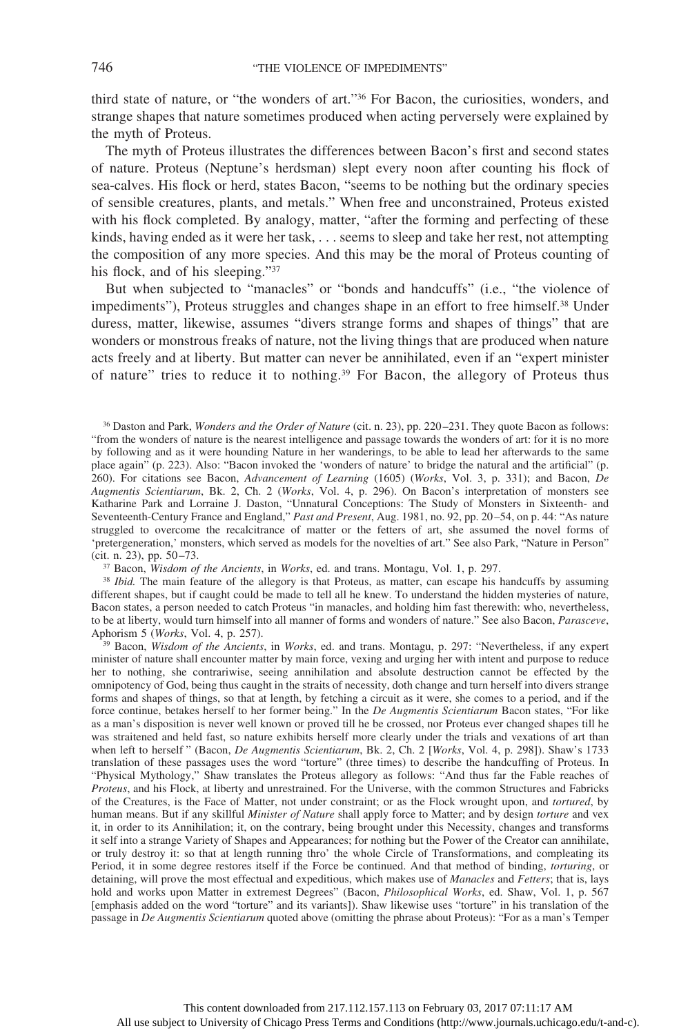third state of nature, or "the wonders of art."[36] For Bacon, the curiosities, wonders, and strange shapes that nature sometimes produced when acting perversely were explained by the myth of Proteus.

The myth of Proteus illustrates the differences between Bacon's first and second states of nature. Proteus (Neptune's herdsman) slept every noon after counting his flock of sea-calves. His flock or herd, states Bacon, "seems to be nothing but the ordinary species of sensible creatures, plants, and metals." When free and unconstrained, Proteus existed with his flock completed. By analogy, matter, "after the forming and perfecting of these kinds, having ended as it were her task, . . . seems to sleep and take her rest, not attempting the composition of any more species. And this may be the moral of Proteus counting of his flock, and of his sleeping."[37]

But when subjected to "manacles" or "bonds and handcuffs" (i.e., "the violence of impediments"), Proteus struggles and changes shape in an effort to free himself.[38] Under duress, matter, likewise, assumes "divers strange forms and shapes of things" that are wonders or monstrous freaks of nature, not the living things that are produced when nature acts freely and at liberty. But matter can never be annihilated, even if an "expert minister of nature" tries to reduce it to nothing.[39] For Bacon, the allegory of Proteus thus

[36] Daston and Park, *Wonders and the Order of Nature* (cit. n. 23), pp. 220–231. They quote Bacon as follows: "from the wonders of nature is the nearest intelligence and passage towards the wonders of art: for it is no more by following and as it were hounding Nature in her wanderings, to be able to lead her afterwards to the same place again" (p. 223). Also: "Bacon invoked the 'wonders of nature' to bridge the natural and the artificial" (p. 260). For citations see Bacon, *Advancement of Learning* (1605) (*Works*, Vol. 3, p. 331); and Bacon, *De Augmentis Scientiarum*, Bk. 2, Ch. 2 (*Works*, Vol. 4, p. 296). On Bacon's interpretation of monsters see Katharine Park and Lorraine J. Daston, "Unnatural Conceptions: The Study of Monsters in Sixteenth- and Seventeenth-Century France and England," *Past and Present*, Aug. 1981, no. 92, pp. 20–54, on p. 44: "As nature struggled to overcome the recalcitrance of matter or the fetters of art, she assumed the novel forms of 'pretergeneration,' monsters, which served as models for the novelties of art." See also Park, "Nature in Person" (cit. n. 23), pp. 50–73.

[37] Bacon, *Wisdom of the Ancients*, in *Works*, ed. and trans. Montagu, Vol. 1, p. 297.

[38] *Ibid.* The main feature of the allegory is that Proteus, as matter, can escape his handcuffs by assuming different shapes, but if caught could be made to tell all he knew. To understand the hidden mysteries of nature, Bacon states, a person needed to catch Proteus "in manacles, and holding him fast therewith: who, nevertheless, to be at liberty, would turn himself into all manner of forms and wonders of nature." See also Bacon, *Parasceve*, Aphorism 5 (*Works*, Vol. 4, p. 257).

[39] Bacon, *Wisdom of the Ancients*, in *Works*, ed. and trans. Montagu, p. 297: "Nevertheless, if any expert minister of nature shall encounter matter by main force, vexing and urging her with intent and purpose to reduce her to nothing, she contrariwise, seeing annihilation and absolute destruction cannot be effected by the omnipotency of God, being thus caught in the straits of necessity, doth change and turn herself into divers strange forms and shapes of things, so that at length, by fetching a circuit as it were, she comes to a period, and if the force continue, betakes herself to her former being." In the *De Augmentis Scientiarum* Bacon states, "For like as a man's disposition is never well known or proved till he be crossed, nor Proteus ever changed shapes till he was straitened and held fast, so nature exhibits herself more clearly under the trials and vexations of art than when left to herself" (Bacon, *De Augmentis Scientiarum*, Bk. 2, Ch. 2 [*Works*, Vol. 4, p. 298]). Shaw's 1733 translation of these passages uses the word "torture" (three times) to describe the handcuffing of Proteus. In "Physical Mythology," Shaw translates the Proteus allegory as follows: "And thus far the Fable reaches of *Proteus*, and his Flock, at liberty and unrestrained. For the Universe, with the common Structures and Fabricks of the Creatures, is the Face of Matter, not under constraint; or as the Flock wrought upon, and *tortured*, by human means. But if any skillful *Minister of Nature* shall apply force to Matter; and by design *torture* and vex it, in order to its Annihilation; it, on the contrary, being brought under this Necessity, changes and transforms it self into a strange Variety of Shapes and Appearances; for nothing but the Power of the Creator can annihilate, or truly destroy it: so that at length running thro' the whole Circle of Transformations, and compleating its Period, it in some degree restores itself if the Force be continued. And that method of binding, *torturing*, or detaining, will prove the most effectual and expeditious, which makes use of *Manacles* and *Fetters*; that is, lays hold and works upon Matter in extremest Degrees" (Bacon, *Philosophical Works*, ed. Shaw, Vol. 1, p. 567 [emphasis added on the word "torture" and its variants]). Shaw likewise uses "torture" in his translation of the passage in *De Augmentis Scientiarum* quoted above (omitting the phrase about Proteus): "For as a man's Temper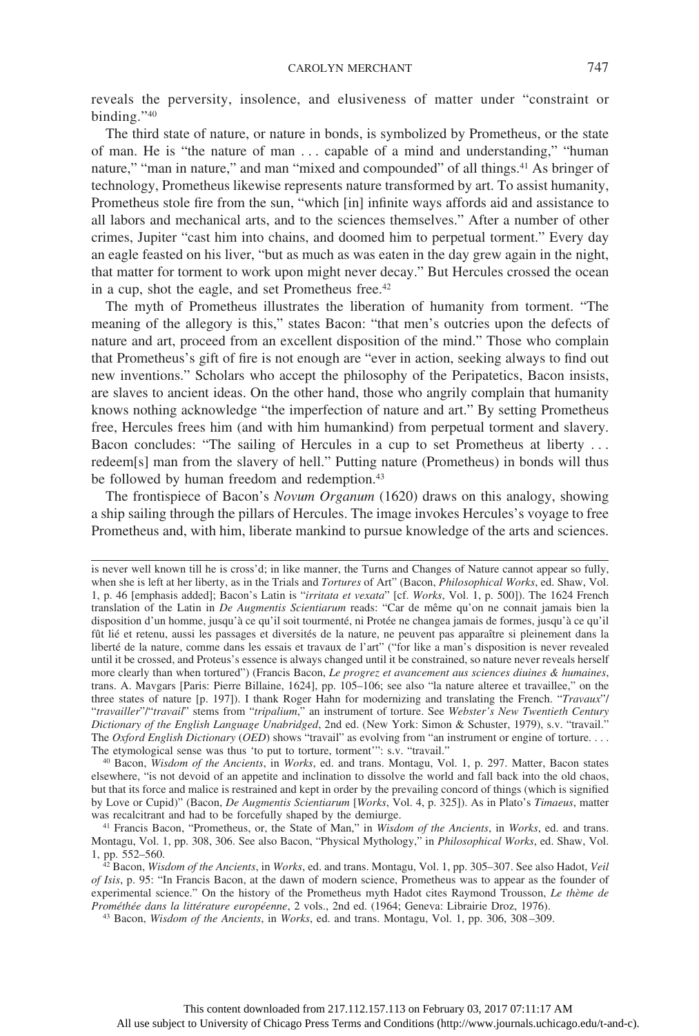reveals the perversity, insolence, and elusiveness of matter under "constraint or binding."[40]

The third state of nature, or nature in bonds, is symbolized by Prometheus, or the state of man. He is "the nature of man . . . capable of a mind and understanding," "human nature," "man in nature," and man "mixed and compounded" of all things.[41] As bringer of technology, Prometheus likewise represents nature transformed by art. To assist humanity, Prometheus stole fire from the sun, "which [in] infinite ways affords aid and assistance to all labors and mechanical arts, and to the sciences themselves." After a number of other crimes, Jupiter "cast him into chains, and doomed him to perpetual torment." Every day an eagle feasted on his liver, "but as much as was eaten in the day grew again in the night, that matter for torment to work upon might never decay." But Hercules crossed the ocean in a cup, shot the eagle, and set Prometheus free.[42]

The myth of Prometheus illustrates the liberation of humanity from torment. "The meaning of the allegory is this," states Bacon: "that men's outcries upon the defects of nature and art, proceed from an excellent disposition of the mind." Those who complain that Prometheus's gift of fire is not enough are "ever in action, seeking always to find out new inventions." Scholars who accept the philosophy of the Peripatetics, Bacon insists, are slaves to ancient ideas. On the other hand, those who angrily complain that humanity knows nothing acknowledge "the imperfection of nature and art." By setting Prometheus free, Hercules frees him (and with him humankind) from perpetual torment and slavery. Bacon concludes: "The sailing of Hercules in a cup to set Prometheus at liberty . . . redeem[s] man from the slavery of hell." Putting nature (Prometheus) in bonds will thus be followed by human freedom and redemption.[43]

The frontispiece of Bacon's *Novum Organum* (1620) draws on this analogy, showing a ship sailing through the pillars of Hercules. The image invokes Hercules's voyage to free Prometheus and, with him, liberate mankind to pursue knowledge of the arts and sciences.

---

is never well known till he is cross'd; in like manner, the Turns and Changes of Nature cannot appear so fully, when she is left at her liberty, as in the Trials and *Tortures* of Art" (Bacon, *Philosophical Works*, ed. Shaw, Vol. 1, p. 46 [emphasis added]; Bacon's Latin is "*irritata et vexata*" [cf. *Works*, Vol. 1, p. 500]). The 1624 French translation of the Latin in *De Augmentis Scientiarum* reads: "Car de même qu'on ne connait jamais bien la disposition d'un homme, jusqu'à ce qu'il soit tourmenté, ni Protée ne changea jamais de formes, jusqu'à ce qu'il fût lié et retenu, aussi les passages et diversités de la nature, ne peuvent pas apparaître si pleinement dans la liberté de la nature, comme dans les essais et travaux de l'art" ("for like a man's disposition is never revealed until it be crossed, and Proteus's essence is always changed until it be constrained, so nature never reveals herself more clearly than when tortured") (Francis Bacon, *Le progrez et avancement aus sciences diuines & humaines*, trans. A. Mavgars [Paris: Pierre Billaine, 1624], pp. 105–106; see also "la nature alteree et travaillee," on the three states of nature [p. 197]). I thank Roger Hahn for modernizing and translating the French. "*Travaux*"/"*travailler*"/"*travail*" stems from "*tripalium*," an instrument of torture. See *Webster's New Twentieth Century Dictionary of the English Language Unabridged*, 2nd ed. (New York: Simon & Schuster, 1979), s.v. "travail." The *Oxford English Dictionary* (*OED*) shows "travail" as evolving from "an instrument or engine of torture. . . . The etymological sense was thus 'to put to torture, torment'": s.v. "travail."

[40] Bacon, *Wisdom of the Ancients*, in *Works*, ed. and trans. Montagu, Vol. 1, p. 297. Matter, Bacon states elsewhere, "is not devoid of an appetite and inclination to dissolve the world and fall back into the old chaos, but that its force and malice is restrained and kept in order by the prevailing concord of things (which is signified by Love or Cupid)" (Bacon, *De Augmentis Scientiarum* [*Works*, Vol. 4, p. 325]). As in Plato's *Timaeus*, matter was recalcitrant and had to be forcefully shaped by the demiurge.

[41] Francis Bacon, "Prometheus, or, the State of Man," in *Wisdom of the Ancients*, in *Works*, ed. and trans. Montagu, Vol. 1, pp. 308, 306. See also Bacon, "Physical Mythology," in *Philosophical Works*, ed. Shaw, Vol. 1, pp. 552–560.

[42] Bacon, *Wisdom of the Ancients*, in *Works*, ed. and trans. Montagu, Vol. 1, pp. 305–307. See also Hadot, *Veil of Isis*, p. 95: "In Francis Bacon, at the dawn of modern science, Prometheus was to appear as the founder of experimental science." On the history of the Prometheus myth Hadot cites Raymond Trousson, *Le thème de Prométhée dans la littérature européenne*, 2 vols., 2nd ed. (1964; Geneva: Librairie Droz, 1976).

[43] Bacon, *Wisdom of the Ancients*, in *Works*, ed. and trans. Montagu, Vol. 1, pp. 306, 308–309.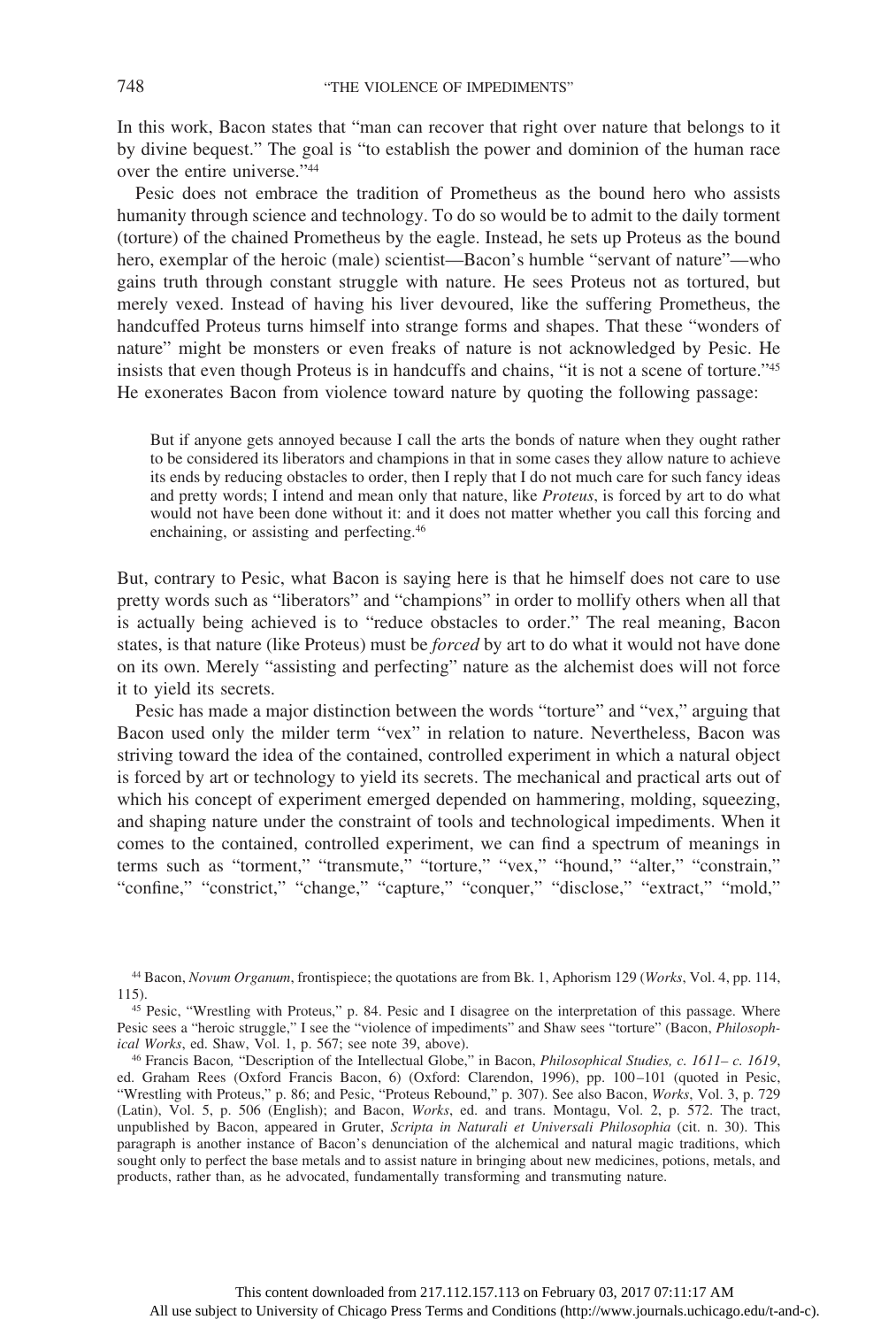In this work, Bacon states that "man can recover that right over nature that belongs to it by divine bequest." The goal is "to establish the power and dominion of the human race over the entire universe."[44]

Pesic does not embrace the tradition of Prometheus as the bound hero who assists humanity through science and technology. To do so would be to admit to the daily torment (torture) of the chained Prometheus by the eagle. Instead, he sets up Proteus as the bound hero, exemplar of the heroic (male) scientist—Bacon's humble "servant of nature"—who gains truth through constant struggle with nature. He sees Proteus not as tortured, but merely vexed. Instead of having his liver devoured, like the suffering Prometheus, the handcuffed Proteus turns himself into strange forms and shapes. That these "wonders of nature" might be monsters or even freaks of nature is not acknowledged by Pesic. He insists that even though Proteus is in handcuffs and chains, "it is not a scene of torture."[45] He exonerates Bacon from violence toward nature by quoting the following passage:

> But if anyone gets annoyed because I call the arts the bonds of nature when they ought rather to be considered its liberators and champions in that in some cases they allow nature to achieve its ends by reducing obstacles to order, then I reply that I do not much care for such fancy ideas and pretty words; I intend and mean only that nature, like *Proteus*, is forced by art to do what would not have been done without it: and it does not matter whether you call this forcing and enchaining, or assisting and perfecting.[46]

But, contrary to Pesic, what Bacon is saying here is that he himself does not care to use pretty words such as "liberators" and "champions" in order to mollify others when all that is actually being achieved is to "reduce obstacles to order." The real meaning, Bacon states, is that nature (like Proteus) must be *forced* by art to do what it would not have done on its own. Merely "assisting and perfecting" nature as the alchemist does will not force it to yield its secrets.

Pesic has made a major distinction between the words "torture" and "vex," arguing that Bacon used only the milder term "vex" in relation to nature. Nevertheless, Bacon was striving toward the idea of the contained, controlled experiment in which a natural object is forced by art or technology to yield its secrets. The mechanical and practical arts out of which his concept of experiment emerged depended on hammering, molding, squeezing, and shaping nature under the constraint of tools and technological impediments. When it comes to the contained, controlled experiment, we can find a spectrum of meanings in terms such as "torment," "transmute," "torture," "vex," "hound," "alter," "constrain," "confine," "constrict," "change," "capture," "conquer," "disclose," "extract," "mold,"

---

[44] Bacon, *Novum Organum*, frontispiece; the quotations are from Bk. 1, Aphorism 129 (*Works*, Vol. 4, pp. 114, 115).

[45] Pesic, "Wrestling with Proteus," p. 84. Pesic and I disagree on the interpretation of this passage. Where Pesic sees a "heroic struggle," I see the "violence of impediments" and Shaw sees "torture" (Bacon, *Philosophical Works*, ed. Shaw, Vol. 1, p. 567; see note 39, above).

[46] Francis Bacon, "Description of the Intellectual Globe," in Bacon, *Philosophical Studies, c. 1611– c. 1619*, ed. Graham Rees (Oxford Francis Bacon, 6) (Oxford: Clarendon, 1996), pp. 100–101 (quoted in Pesic, "Wrestling with Proteus," p. 86; and Pesic, "Proteus Rebound," p. 307). See also Bacon, *Works*, Vol. 3, p. 729 (Latin), Vol. 5, p. 506 (English); and Bacon, *Works*, ed. and trans. Montagu, Vol. 2, p. 572. The tract, unpublished by Bacon, appeared in Gruter, *Scripta in Naturali et Universali Philosophia* (cit. n. 30). This paragraph is another instance of Bacon's denunciation of the alchemical and natural magic traditions, which sought only to perfect the base metals and to assist nature in bringing about new medicines, potions, metals, and products, rather than, as he advocated, fundamentally transforming and transmuting nature.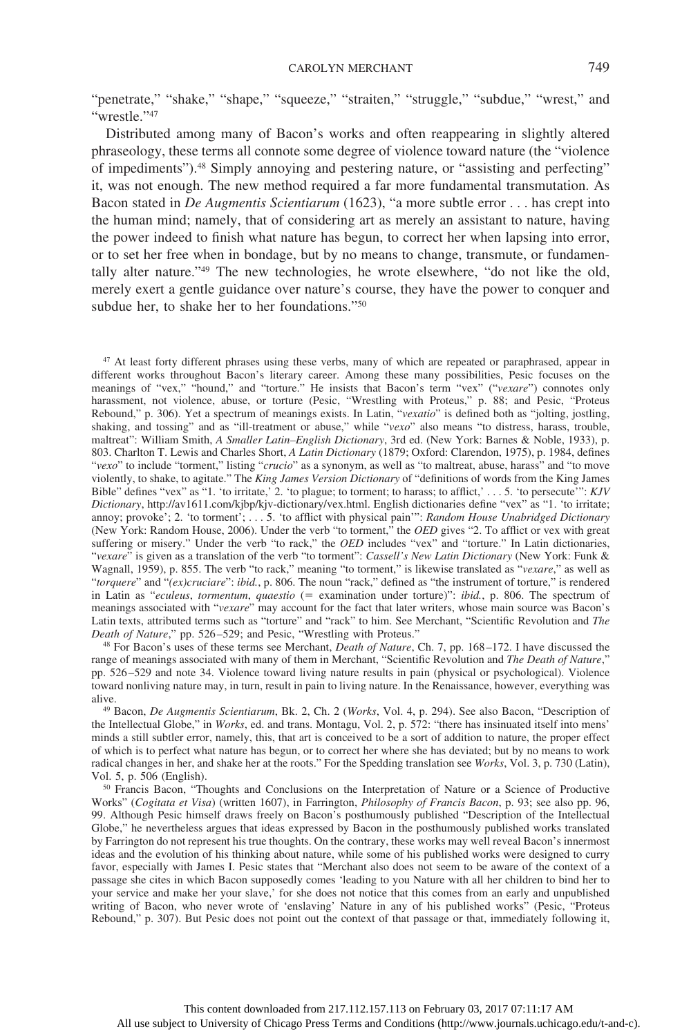"penetrate," "shake," "shape," "squeeze," "straiten," "struggle," "subdue," "wrest," and "wrestle."[47]

Distributed among many of Bacon's works and often reappearing in slightly altered phraseology, these terms all connote some degree of violence toward nature (the "violence of impediments").[48] Simply annoying and pestering nature, or "assisting and perfecting" it, was not enough. The new method required a far more fundamental transmutation. As Bacon stated in *De Augmentis Scientiarum* (1623), "a more subtle error . . . has crept into the human mind; namely, that of considering art as merely an assistant to nature, having the power indeed to finish what nature has begun, to correct her when lapsing into error, or to set her free when in bondage, but by no means to change, transmute, or fundamentally alter nature."[49] The new technologies, he wrote elsewhere, "do not like the old, merely exert a gentle guidance over nature's course, they have the power to conquer and subdue her, to shake her to her foundations."[50]

---

[47] At least forty different phrases using these verbs, many of which are repeated or paraphrased, appear in different works throughout Bacon's literary career. Among these many possibilities, Pesic focuses on the meanings of "vex," "hound," and "torture." He insists that Bacon's term "vex" ("*vexare*") connotes only harassment, not violence, abuse, or torture (Pesic, "Wrestling with Proteus," p. 88; and Pesic, "Proteus Rebound," p. 306). Yet a spectrum of meanings exists. In Latin, "*vexatio*" is defined both as "jolting, jostling, shaking, and tossing" and as "ill-treatment or abuse," while "*vexo*" also means "to distress, harass, trouble, maltreat": William Smith, *A Smaller Latin–English Dictionary*, 3rd ed. (New York: Barnes & Noble, 1933), p. 803. Charlton T. Lewis and Charles Short, *A Latin Dictionary* (1879; Oxford: Clarendon, 1975), p. 1984, defines "*vexo*" to include "torment," listing "*crucio*" as a synonym, as well as "to maltreat, abuse, harass" and "to move violently, to shake, to agitate." The *King James Version Dictionary* of "definitions of words from the King James Bible" defines "vex" as "1. 'to irritate,' 2. 'to plague; to torment; to harass; to afflict,' . . . 5. 'to persecute'": *KJV Dictionary*, http://av1611.com/kjbp/kjv-dictionary/vex.html. English dictionaries define "vex" as "1. 'to irritate; annoy; provoke'; 2. 'to torment'; . . . 5. 'to afflict with physical pain'": *Random House Unabridged Dictionary* (New York: Random House, 2006). Under the verb "to torment," the *OED* gives "2. To afflict or vex with great suffering or misery." Under the verb "to rack," the *OED* includes "vex" and "torture." In Latin dictionaries, "*vexare*" is given as a translation of the verb "to torment": *Cassell's New Latin Dictionary* (New York: Funk & Wagnall, 1959), p. 855. The verb "to rack," meaning "to torment," is likewise translated as "*vexare*," as well as "*torquere*" and "*(ex)cruciare*": *ibid.*, p. 806. The noun "rack," defined as "the instrument of torture," is rendered in Latin as "*eculeus*, *tormentum*, *quaestio* (= examination under torture)": *ibid.*, p. 806. The spectrum of meanings associated with "*vexare*" may account for the fact that later writers, whose main source was Bacon's Latin texts, attributed terms such as "torture" and "rack" to him. See Merchant, "Scientific Revolution and *The Death of Nature*," pp. 526–529; and Pesic, "Wrestling with Proteus."

[48] For Bacon's uses of these terms see Merchant, *Death of Nature*, Ch. 7, pp. 168–172. I have discussed the range of meanings associated with many of them in Merchant, "Scientific Revolution and *The Death of Nature*," pp. 526–529 and note 34. Violence toward living nature results in pain (physical or psychological). Violence toward nonliving nature may, in turn, result in pain to living nature. In the Renaissance, however, everything was alive.

[49] Bacon, *De Augmentis Scientiarum*, Bk. 2, Ch. 2 (*Works*, Vol. 4, p. 294). See also Bacon, "Description of the Intellectual Globe," in *Works*, ed. and trans. Montagu, Vol. 2, p. 572: "there has insinuated itself into mens' minds a still subtler error, namely, this, that art is conceived to be a sort of addition to nature, the proper effect of which is to perfect what nature has begun, or to correct her where she has deviated; but by no means to work radical changes in her, and shake her at the roots." For the Spedding translation see *Works*, Vol. 3, p. 730 (Latin), Vol. 5, p. 506 (English).

[50] Francis Bacon, "Thoughts and Conclusions on the Interpretation of Nature or a Science of Productive Works" (*Cogitata et Visa*) (written 1607), in Farrington, *Philosophy of Francis Bacon*, p. 93; see also pp. 96, 99. Although Pesic himself draws freely on Bacon's posthumously published "Description of the Intellectual Globe," he nevertheless argues that ideas expressed by Bacon in the posthumously published works translated by Farrington do not represent his true thoughts. On the contrary, these works may well reveal Bacon's innermost ideas and the evolution of his thinking about nature, while some of his published works were designed to curry favor, especially with James I. Pesic states that "Merchant also does not seem to be aware of the context of a passage she cites in which Bacon supposedly comes 'leading to you Nature with all her children to bind her to your service and make her your slave,' for she does not notice that this comes from an early and unpublished writing of Bacon, who never wrote of 'enslaving' Nature in any of his published works" (Pesic, "Proteus Rebound," p. 307). But Pesic does not point out the context of that passage or that, immediately following it,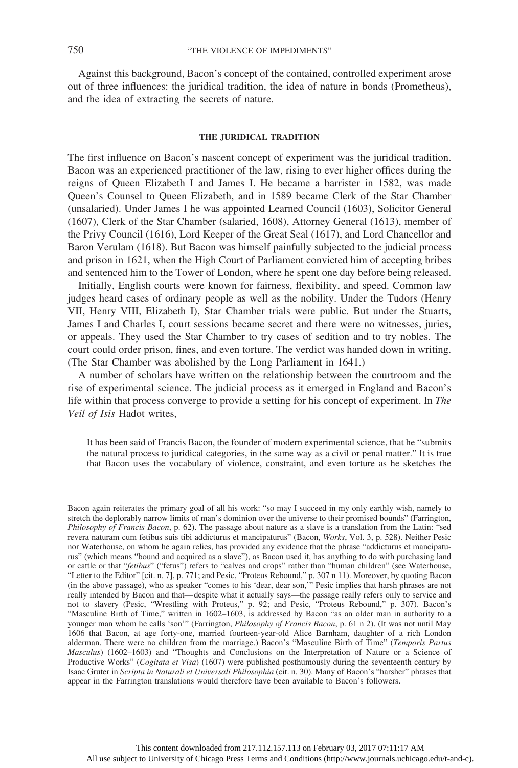Against this background, Bacon's concept of the contained, controlled experiment arose out of three influences: the juridical tradition, the idea of nature in bonds (Prometheus), and the idea of extracting the secrets of nature.

## THE JURIDICAL TRADITION

The first influence on Bacon's nascent concept of experiment was the juridical tradition. Bacon was an experienced practitioner of the law, rising to ever higher offices during the reigns of Queen Elizabeth I and James I. He became a barrister in 1582, was made Queen's Counsel to Queen Elizabeth, and in 1589 became Clerk of the Star Chamber (unsalaried). Under James I he was appointed Learned Council (1603), Solicitor General (1607), Clerk of the Star Chamber (salaried, 1608), Attorney General (1613), member of the Privy Council (1616), Lord Keeper of the Great Seal (1617), and Lord Chancellor and Baron Verulam (1618). But Bacon was himself painfully subjected to the judicial process and prison in 1621, when the High Court of Parliament convicted him of accepting bribes and sentenced him to the Tower of London, where he spent one day before being released.

Initially, English courts were known for fairness, flexibility, and speed. Common law judges heard cases of ordinary people as well as the nobility. Under the Tudors (Henry VII, Henry VIII, Elizabeth I), Star Chamber trials were public. But under the Stuarts, James I and Charles I, court sessions became secret and there were no witnesses, juries, or appeals. They used the Star Chamber to try cases of sedition and to try nobles. The court could order prison, fines, and even torture. The verdict was handed down in writing. (The Star Chamber was abolished by the Long Parliament in 1641.)

A number of scholars have written on the relationship between the courtroom and the rise of experimental science. The judicial process as it emerged in England and Bacon's life within that process converge to provide a setting for his concept of experiment. In *The Veil of Isis* Hadot writes,

> It has been said of Francis Bacon, the founder of modern experimental science, that he "submits the natural process to juridical categories, in the same way as a civil or penal matter." It is true that Bacon uses the vocabulary of violence, constraint, and even torture as he sketches the

---

Bacon again reiterates the primary goal of all his work: "so may I succeed in my only earthly wish, namely to stretch the deplorably narrow limits of man's dominion over the universe to their promised bounds" (Farrington, *Philosophy of Francis Bacon*, p. 62). The passage about nature as a slave is a translation from the Latin: "sed revera naturam cum fetibus suis tibi addicturus et mancipaturus" (Bacon, *Works*, Vol. 3, p. 528). Neither Pesic nor Waterhouse, on whom he again relies, has provided any evidence that the phrase "addicturus et mancipaturus" (which means "bound and acquired as a slave"), as Bacon used it, has anything to do with purchasing land or cattle or that "*fetibus*" ("fetus") refers to "calves and crops" rather than "human children" (see Waterhouse, "Letter to the Editor" [cit. n. 7], p. 771; and Pesic, "Proteus Rebound," p. 307 n 11). Moreover, by quoting Bacon (in the above passage), who as speaker "comes to his 'dear, dear son,'" Pesic implies that harsh phrases are not really intended by Bacon and that—despite what it actually says—the passage really refers only to service and not to slavery (Pesic, "Wrestling with Proteus," p. 92; and Pesic, "Proteus Rebound," p. 307). Bacon's "Masculine Birth of Time," written in 1602–1603, is addressed by Bacon "as an older man in authority to a younger man whom he calls 'son'" (Farrington, *Philosophy of Francis Bacon*, p. 61 n 2). (It was not until May 1606 that Bacon, at age forty-one, married fourteen-year-old Alice Barnham, daughter of a rich London alderman. There were no children from the marriage.) Bacon's "Masculine Birth of Time" (*Temporis Partus Masculus*) (1602–1603) and "Thoughts and Conclusions on the Interpretation of Nature or a Science of Productive Works" (*Cogitata et Visa*) (1607) were published posthumously during the seventeenth century by Isaac Gruter in *Scripta in Naturali et Universali Philosophia* (cit. n. 30). Many of Bacon's "harsher" phrases that appear in the Farrington translations would therefore have been available to Bacon's followers.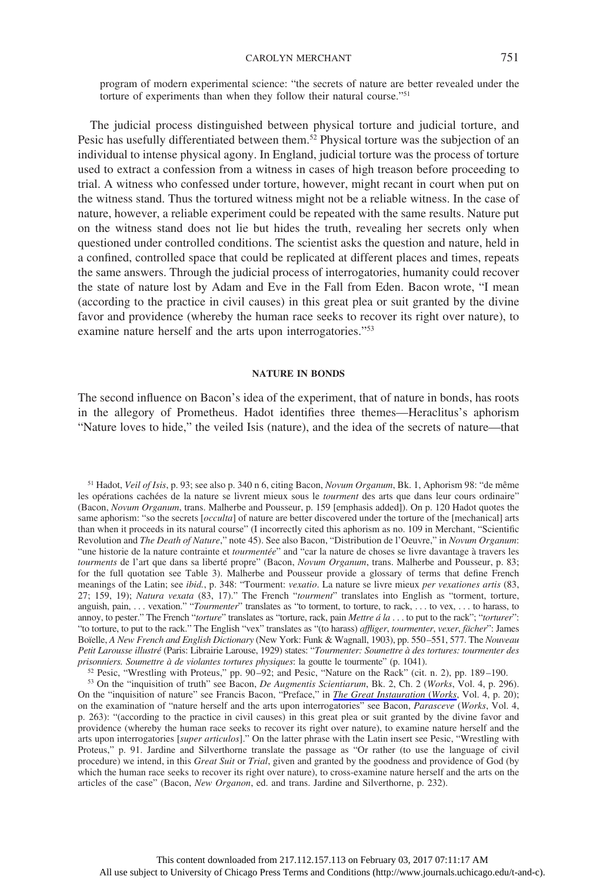program of modern experimental science: "the secrets of nature are better revealed under the torture of experiments than when they follow their natural course."[51]

The judicial process distinguished between physical torture and judicial torture, and Pesic has usefully differentiated between them.[52] Physical torture was the subjection of an individual to intense physical agony. In England, judicial torture was the process of torture used to extract a confession from a witness in cases of high treason before proceeding to trial. A witness who confessed under torture, however, might recant in court when put on the witness stand. Thus the tortured witness might not be a reliable witness. In the case of nature, however, a reliable experiment could be repeated with the same results. Nature put on the witness stand does not lie but hides the truth, revealing her secrets only when questioned under controlled conditions. The scientist asks the question and nature, held in a confined, controlled space that could be replicated at different places and times, repeats the same answers. Through the judicial process of interrogatories, humanity could recover the state of nature lost by Adam and Eve in the Fall from Eden. Bacon wrote, "I mean (according to the practice in civil causes) in this great plea or suit granted by the divine favor and providence (whereby the human race seeks to recover its right over nature), to examine nature herself and the arts upon interrogatories."[53]

## NATURE IN BONDS

The second influence on Bacon's idea of the experiment, that of nature in bonds, has roots in the allegory of Prometheus. Hadot identifies three themes—Heraclitus's aphorism "Nature loves to hide," the veiled Isis (nature), and the idea of the secrets of nature—that

---

[51] Hadot, *Veil of Isis*, p. 93; see also p. 340 n 6, citing Bacon, *Novum Organum*, Bk. 1, Aphorism 98: "de même les opérations cachées de la nature se livrent mieux sous le *tourment* des arts que dans leur cours ordinaire" (Bacon, *Novum Organum*, trans. Malherbe and Pousseur, p. 159 [emphasis added]). On p. 120 Hadot quotes the same aphorism: "so the secrets [*occulta*] of nature are better discovered under the torture of the [mechanical] arts than when it proceeds in its natural course" (I incorrectly cited this aphorism as no. 109 in Merchant, "Scientific Revolution and *The Death of Nature*," note 45). See also Bacon, "Distribution de l'Oeuvre," in *Novum Organum*: "une historie de la nature contrainte et *tourmentée*" and "car la nature de choses se livre davantage à travers les *tourments* de l'art que dans sa liberté propre" (Bacon, *Novum Organum*, trans. Malherbe and Pousseur, p. 83; for the full quotation see Table 3). Malherbe and Pousseur provide a glossary of terms that define French meanings of the Latin; see *ibid.*, p. 348: "Tourment: *vexatio*. La nature se livre mieux *per vexationes artis* (83, 27; 159, 19); *Natura vexata* (83, 17)." The French "*tourment*" translates into English as "torment, torture, anguish, pain, . . . vexation." "*Tourmenter*" translates as "to torment, to torture, to rack, . . . to vex, . . . to harass, to annoy, to pester." The French "*torture*" translates as "torture, rack, pain *Mettre á la* . . . to put to the rack"; "*torturer*": "to torture, to put to the rack." The English "vex" translates as "(to harass) *affliger*, *tourmenter*, *vexer*, *fâcher*": James Boïelle, *A New French and English Dictionary* (New York: Funk & Wagnall, 1903), pp. 550–551, 577. The *Nouveau Petit Larousse illustré* (Paris: Librairie Larouse, 1929) states: "*Tourmenter: Soumettre à des tortures: tourmenter des prisonniers. Soumettre à de violantes tortures physiques*: la goutte le tourmente" (p. 1041).

[52] Pesic, "Wrestling with Proteus," pp. 90–92; and Pesic, "Nature on the Rack" (cit. n. 2), pp. 189–190.

[53] On the "inquisition of truth" see Bacon, *De Augmentis Scientiarum*, Bk. 2, Ch. 2 (*Works*, Vol. 4, p. 296). On the "inquisition of nature" see Francis Bacon, "Preface," in *The Great Instauration* (*Works*, Vol. 4, p. 20); on the examination of "nature herself and the arts upon interrogatories" see Bacon, *Parasceve* (*Works*, Vol. 4, p. 263): "(according to the practice in civil causes) in this great plea or suit granted by the divine favor and providence (whereby the human race seeks to recover its right over nature), to examine nature herself and the arts upon interrogatories [*super articulos*]." On the latter phrase with the Latin insert see Pesic, "Wrestling with Proteus," p. 91. Jardine and Silverthorne translate the passage as "Or rather (to use the language of civil procedure) we intend, in this *Great Suit* or *Trial*, given and granted by the goodness and providence of God (by which the human race seeks to recover its right over nature), to cross-examine nature herself and the arts on the articles of the case" (Bacon, *New Organon*, ed. and trans. Jardine and Silverthorne, p. 232).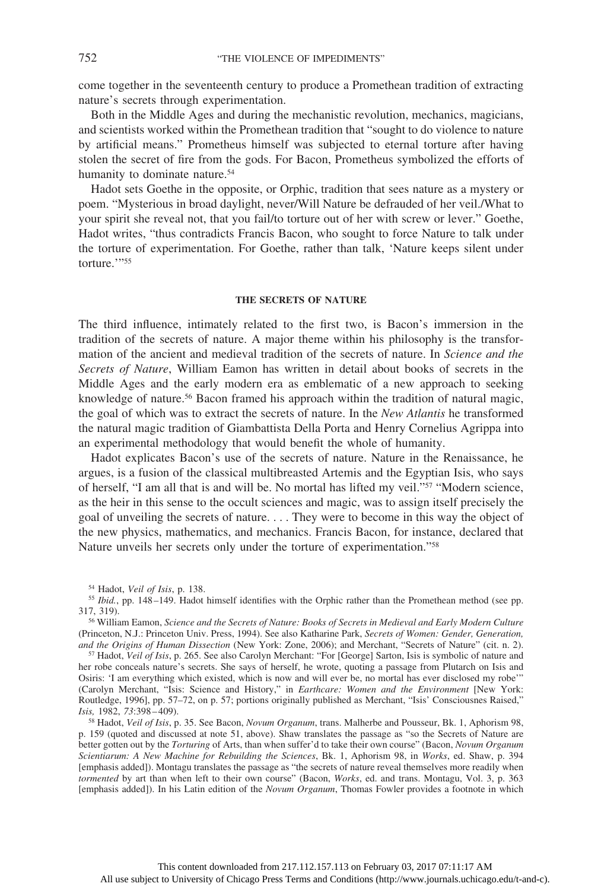come together in the seventeenth century to produce a Promethean tradition of extracting nature's secrets through experimentation.

Both in the Middle Ages and during the mechanistic revolution, mechanics, magicians, and scientists worked within the Promethean tradition that "sought to do violence to nature by artificial means." Prometheus himself was subjected to eternal torture after having stolen the secret of fire from the gods. For Bacon, Prometheus symbolized the efforts of humanity to dominate nature.[54]

Hadot sets Goethe in the opposite, or Orphic, tradition that sees nature as a mystery or poem. "Mysterious in broad daylight, never/Will Nature be defrauded of her veil./What to your spirit she reveal not, that you fail/to torture out of her with screw or lever." Goethe, Hadot writes, "thus contradicts Francis Bacon, who sought to force Nature to talk under the torture of experimentation. For Goethe, rather than talk, 'Nature keeps silent under torture.'"[55]

## THE SECRETS OF NATURE

The third influence, intimately related to the first two, is Bacon's immersion in the tradition of the secrets of nature. A major theme within his philosophy is the transformation of the ancient and medieval tradition of the secrets of nature. In *Science and the Secrets of Nature*, William Eamon has written in detail about books of secrets in the Middle Ages and the early modern era as emblematic of a new approach to seeking knowledge of nature.[56] Bacon framed his approach within the tradition of natural magic, the goal of which was to extract the secrets of nature. In the *New Atlantis* he transformed the natural magic tradition of Giambattista Della Porta and Henry Cornelius Agrippa into an experimental methodology that would benefit the whole of humanity.

Hadot explicates Bacon's use of the secrets of nature. Nature in the Renaissance, he argues, is a fusion of the classical multibreasted Artemis and the Egyptian Isis, who says of herself, "I am all that is and will be. No mortal has lifted my veil."[57] "Modern science, as the heir in this sense to the occult sciences and magic, was to assign itself precisely the goal of unveiling the secrets of nature. . . . They were to become in this way the object of the new physics, mathematics, and mechanics. Francis Bacon, for instance, declared that Nature unveils her secrets only under the torture of experimentation."[58]

---

[54] Hadot, *Veil of Isis*, p. 138.

[55] *Ibid.*, pp. 148–149. Hadot himself identifies with the Orphic rather than the Promethean method (see pp. 317, 319).

[56] William Eamon, *Science and the Secrets of Nature: Books of Secrets in Medieval and Early Modern Culture* (Princeton, N.J.: Princeton Univ. Press, 1994). See also Katharine Park, *Secrets of Women: Gender, Generation, and the Origins of Human Dissection* (New York: Zone, 2006); and Merchant, "Secrets of Nature" (cit. n. 2).

[57] Hadot, *Veil of Isis*, p. 265. See also Carolyn Merchant: "For [George] Sarton, Isis is symbolic of nature and her robe conceals nature's secrets. She says of herself, he wrote, quoting a passage from Plutarch on Isis and Osiris: 'I am everything which existed, which is now and will ever be, no mortal has ever disclosed my robe'" (Carolyn Merchant, "Isis: Science and History," in *Earthcare: Women and the Environment* [New York: Routledge, 1996], pp. 57–72, on p. 57; portions originally published as Merchant, "Isis' Consciousness Raised," *Isis,* 1982, *73*:398–409).

[58] Hadot, *Veil of Isis*, p. 35. See Bacon, *Novum Organum*, trans. Malherbe and Pousseur, Bk. 1, Aphorism 98, p. 159 (quoted and discussed at note 51, above). Shaw translates the passage as "so the Secrets of Nature are better gotten out by the *Torturing* of Arts, than when suffer'd to take their own course" (Bacon, *Novum Organum Scientiarum: A New Machine for Rebuilding the Sciences*, Bk. 1, Aphorism 98, in *Works*, ed. Shaw, p. 394 [emphasis added]). Montagu translates the passage as "the secrets of nature reveal themselves more readily when *tormented* by art than when left to their own course" (Bacon, *Works*, ed. and trans. Montagu, Vol. 3, p. 363 [emphasis added]). In his Latin edition of the *Novum Organum*, Thomas Fowler provides a footnote in which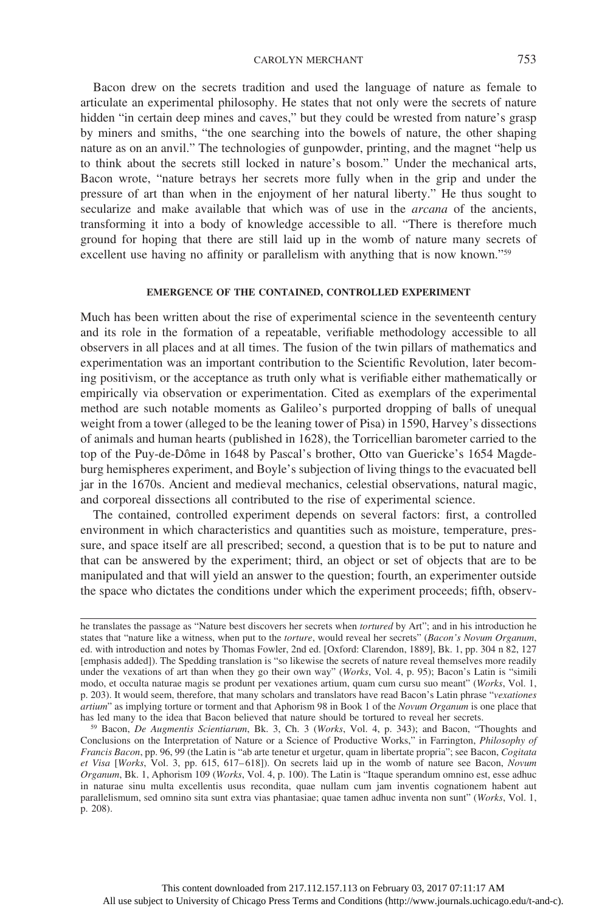Bacon drew on the secrets tradition and used the language of nature as female to articulate an experimental philosophy. He states that not only were the secrets of nature hidden "in certain deep mines and caves," but they could be wrested from nature's grasp by miners and smiths, "the one searching into the bowels of nature, the other shaping nature as on an anvil." The technologies of gunpowder, printing, and the magnet "help us to think about the secrets still locked in nature's bosom." Under the mechanical arts, Bacon wrote, "nature betrays her secrets more fully when in the grip and under the pressure of art than when in the enjoyment of her natural liberty." He thus sought to secularize and make available that which was of use in the *arcana* of the ancients, transforming it into a body of knowledge accessible to all. "There is therefore much ground for hoping that there are still laid up in the womb of nature many secrets of excellent use having no affinity or parallelism with anything that is now known."[59]

## EMERGENCE OF THE CONTAINED, CONTROLLED EXPERIMENT

Much has been written about the rise of experimental science in the seventeenth century and its role in the formation of a repeatable, verifiable methodology accessible to all observers in all places and at all times. The fusion of the twin pillars of mathematics and experimentation was an important contribution to the Scientific Revolution, later becoming positivism, or the acceptance as truth only what is verifiable either mathematically or empirically via observation or experimentation. Cited as exemplars of the experimental method are such notable moments as Galileo's purported dropping of balls of unequal weight from a tower (alleged to be the leaning tower of Pisa) in 1590, Harvey's dissections of animals and human hearts (published in 1628), the Torricellian barometer carried to the top of the Puy-de-Dôme in 1648 by Pascal's brother, Otto van Guericke's 1654 Magdeburg hemispheres experiment, and Boyle's subjection of living things to the evacuated bell jar in the 1670s. Ancient and medieval mechanics, celestial observations, natural magic, and corporeal dissections all contributed to the rise of experimental science.

The contained, controlled experiment depends on several factors: first, a controlled environment in which characteristics and quantities such as moisture, temperature, pressure, and space itself are all prescribed; second, a question that is to be put to nature and that can be answered by the experiment; third, an object or set of objects that are to be manipulated and that will yield an answer to the question; fourth, an experimenter outside the space who dictates the conditions under which the experiment proceeds; fifth, observ-

---

he translates the passage as "Nature best discovers her secrets when *tortured* by Art"; and in his introduction he states that "nature like a witness, when put to the *torture*, would reveal her secrets" (*Bacon's Novum Organum*, ed. with introduction and notes by Thomas Fowler, 2nd ed. [Oxford: Clarendon, 1889], Bk. 1, pp. 304 n 82, 127 [emphasis added]). The Spedding translation is "so likewise the secrets of nature reveal themselves more readily under the vexations of art than when they go their own way" (*Works*, Vol. 4, p. 95); Bacon's Latin is "simili modo, et occulta naturae magis se produnt per vexationes artium, quam cum cursu suo meant" (*Works*, Vol. 1, p. 203). It would seem, therefore, that many scholars and translators have read Bacon's Latin phrase "*vexationes artium*" as implying torture or torment and that Aphorism 98 in Book 1 of the *Novum Organum* is one place that has led many to the idea that Bacon believed that nature should be tortured to reveal her secrets.

[59] Bacon, *De Augmentis Scientiarum*, Bk. 3, Ch. 3 (*Works*, Vol. 4, p. 343); and Bacon, "Thoughts and Conclusions on the Interpretation of Nature or a Science of Productive Works," in Farrington, *Philosophy of Francis Bacon*, pp. 96, 99 (the Latin is "ab arte tenetur et urgetur, quam in libertate propria"; see Bacon, *Cogitata et Visa* [*Works*, Vol. 3, pp. 615, 617–618]). On secrets laid up in the womb of nature see Bacon, *Novum Organum*, Bk. 1, Aphorism 109 (*Works*, Vol. 4, p. 100). The Latin is "Itaque sperandum omnino est, esse adhuc in naturae sinu multa excellentis usus recondita, quae nullam cum jam inventis cognationem habent aut parallelismum, sed omnino sita sunt extra vias phantasiae; quae tamen adhuc inventa non sunt" (*Works*, Vol. 1, p. 208).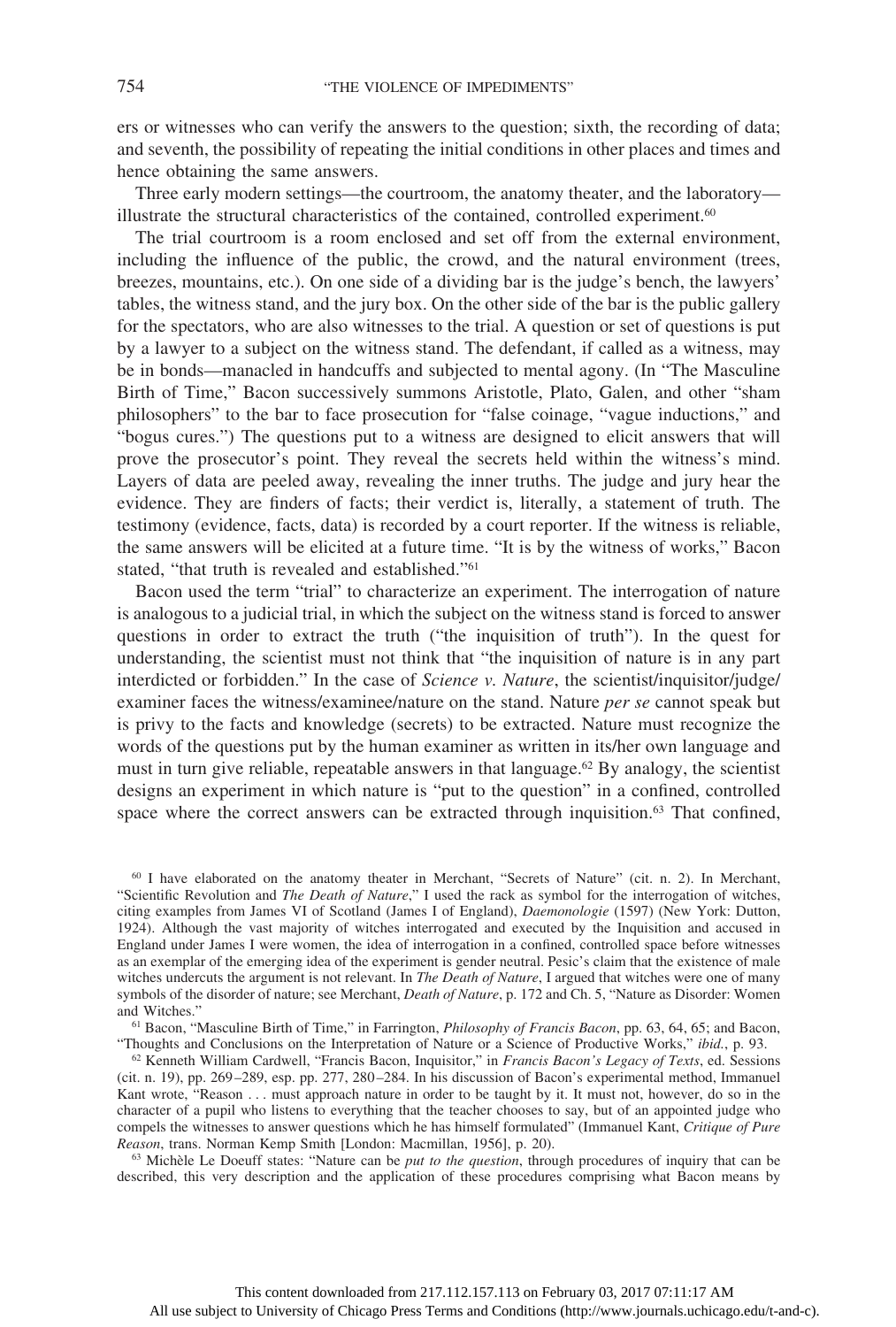ers or witnesses who can verify the answers to the question; sixth, the recording of data; and seventh, the possibility of repeating the initial conditions in other places and times and hence obtaining the same answers.

Three early modern settings—the courtroom, the anatomy theater, and the laboratory—illustrate the structural characteristics of the contained, controlled experiment.[60]

The trial courtroom is a room enclosed and set off from the external environment, including the influence of the public, the crowd, and the natural environment (trees, breezes, mountains, etc.). On one side of a dividing bar is the judge's bench, the lawyers' tables, the witness stand, and the jury box. On the other side of the bar is the public gallery for the spectators, who are also witnesses to the trial. A question or set of questions is put by a lawyer to a subject on the witness stand. The defendant, if called as a witness, may be in bonds—manacled in handcuffs and subjected to mental agony. (In "The Masculine Birth of Time," Bacon successively summons Aristotle, Plato, Galen, and other "sham philosophers" to the bar to face prosecution for "false coinage, "vague inductions," and "bogus cures.") The questions put to a witness are designed to elicit answers that will prove the prosecutor's point. They reveal the secrets held within the witness's mind. Layers of data are peeled away, revealing the inner truths. The judge and jury hear the evidence. They are finders of facts; their verdict is, literally, a statement of truth. The testimony (evidence, facts, data) is recorded by a court reporter. If the witness is reliable, the same answers will be elicited at a future time. "It is by the witness of works," Bacon stated, "that truth is revealed and established."[61]

Bacon used the term "trial" to characterize an experiment. The interrogation of nature is analogous to a judicial trial, in which the subject on the witness stand is forced to answer questions in order to extract the truth ("the inquisition of truth"). In the quest for understanding, the scientist must not think that "the inquisition of nature is in any part interdicted or forbidden." In the case of *Science v. Nature*, the scientist/inquisitor/judge/examiner faces the witness/examinee/nature on the stand. Nature *per se* cannot speak but is privy to the facts and knowledge (secrets) to be extracted. Nature must recognize the words of the questions put by the human examiner as written in its/her own language and must in turn give reliable, repeatable answers in that language.[62] By analogy, the scientist designs an experiment in which nature is "put to the question" in a confined, controlled space where the correct answers can be extracted through inquisition.[63] That confined,

[60] I have elaborated on the anatomy theater in Merchant, "Secrets of Nature" (cit. n. 2). In Merchant, "Scientific Revolution and *The Death of Nature*," I used the rack as symbol for the interrogation of witches, citing examples from James VI of Scotland (James I of England), *Daemonologie* (1597) (New York: Dutton, 1924). Although the vast majority of witches interrogated and executed by the Inquisition and accused in England under James I were women, the idea of interrogation in a confined, controlled space before witnesses as an exemplar of the emerging idea of the experiment is gender neutral. Pesic's claim that the existence of male witches undercuts the argument is not relevant. In *The Death of Nature*, I argued that witches were one of many symbols of the disorder of nature; see Merchant, *Death of Nature*, p. 172 and Ch. 5, "Nature as Disorder: Women and Witches."

[61] Bacon, "Masculine Birth of Time," in Farrington, *Philosophy of Francis Bacon*, pp. 63, 64, 65; and Bacon, "Thoughts and Conclusions on the Interpretation of Nature or a Science of Productive Works," *ibid.*, p. 93.

[62] Kenneth William Cardwell, "Francis Bacon, Inquisitor," in *Francis Bacon's Legacy of Texts*, ed. Sessions (cit. n. 19), pp. 269–289, esp. pp. 277, 280–284. In his discussion of Bacon's experimental method, Immanuel Kant wrote, "Reason . . . must approach nature in order to be taught by it. It must not, however, do so in the character of a pupil who listens to everything that the teacher chooses to say, but of an appointed judge who compels the witnesses to answer questions which he has himself formulated" (Immanuel Kant, *Critique of Pure Reason*, trans. Norman Kemp Smith [London: Macmillan, 1956], p. 20).

[63] Michèle Le Doeuff states: "Nature can be *put to the question*, through procedures of inquiry that can be described, this very description and the application of these procedures comprising what Bacon means by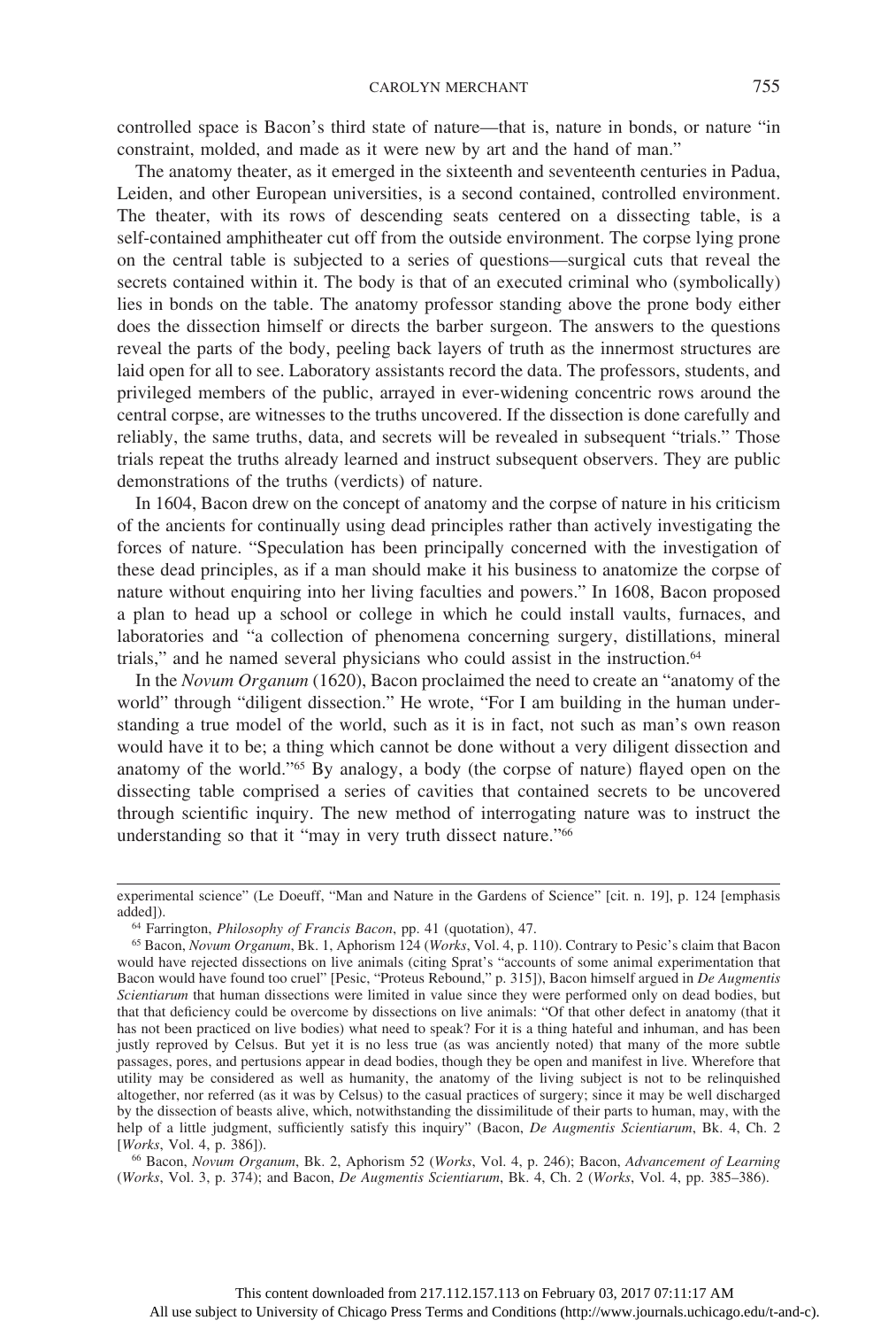controlled space is Bacon's third state of nature—that is, nature in bonds, or nature "in constraint, molded, and made as it were new by art and the hand of man."

The anatomy theater, as it emerged in the sixteenth and seventeenth centuries in Padua, Leiden, and other European universities, is a second contained, controlled environment. The theater, with its rows of descending seats centered on a dissecting table, is a self-contained amphitheater cut off from the outside environment. The corpse lying prone on the central table is subjected to a series of questions—surgical cuts that reveal the secrets contained within it. The body is that of an executed criminal who (symbolically) lies in bonds on the table. The anatomy professor standing above the prone body either does the dissection himself or directs the barber surgeon. The answers to the questions reveal the parts of the body, peeling back layers of truth as the innermost structures are laid open for all to see. Laboratory assistants record the data. The professors, students, and privileged members of the public, arrayed in ever-widening concentric rows around the central corpse, are witnesses to the truths uncovered. If the dissection is done carefully and reliably, the same truths, data, and secrets will be revealed in subsequent "trials." Those trials repeat the truths already learned and instruct subsequent observers. They are public demonstrations of the truths (verdicts) of nature.

In 1604, Bacon drew on the concept of anatomy and the corpse of nature in his criticism of the ancients for continually using dead principles rather than actively investigating the forces of nature. "Speculation has been principally concerned with the investigation of these dead principles, as if a man should make it his business to anatomize the corpse of nature without enquiring into her living faculties and powers." In 1608, Bacon proposed a plan to head up a school or college in which he could install vaults, furnaces, and laboratories and "a collection of phenomena concerning surgery, distillations, mineral trials," and he named several physicians who could assist in the instruction.[64]

In the *Novum Organum* (1620), Bacon proclaimed the need to create an "anatomy of the world" through "diligent dissection." He wrote, "For I am building in the human understanding a true model of the world, such as it is in fact, not such as man's own reason would have it to be; a thing which cannot be done without a very diligent dissection and anatomy of the world."[65] By analogy, a body (the corpse of nature) flayed open on the dissecting table comprised a series of cavities that contained secrets to be uncovered through scientific inquiry. The new method of interrogating nature was to instruct the understanding so that it "may in very truth dissect nature."[66]

---

experimental science" (Le Doeuff, "Man and Nature in the Gardens of Science" [cit. n. 19], p. 124 [emphasis added]).

[64] Farrington, *Philosophy of Francis Bacon*, pp. 41 (quotation), 47.

[65] Bacon, *Novum Organum*, Bk. 1, Aphorism 124 (*Works*, Vol. 4, p. 110). Contrary to Pesic's claim that Bacon would have rejected dissections on live animals (citing Sprat's "accounts of some animal experimentation that Bacon would have found too cruel" [Pesic, "Proteus Rebound," p. 315]), Bacon himself argued in *De Augmentis Scientiarum* that human dissections were limited in value since they were performed only on dead bodies, but that that deficiency could be overcome by dissections on live animals: "Of that other defect in anatomy (that it has not been practiced on live bodies) what need to speak? For it is a thing hateful and inhuman, and has been justly reproved by Celsus. But yet it is no less true (as was anciently noted) that many of the more subtle passages, pores, and pertusions appear in dead bodies, though they be open and manifest in live. Wherefore that utility may be considered as well as humanity, the anatomy of the living subject is not to be relinquished altogether, nor referred (as it was by Celsus) to the casual practices of surgery; since it may be well discharged by the dissection of beasts alive, which, notwithstanding the dissimilitude of their parts to human, may, with the help of a little judgment, sufficiently satisfy this inquiry" (Bacon, *De Augmentis Scientiarum*, Bk. 4, Ch. 2 [*Works*, Vol. 4, p. 386]).

[66] Bacon, *Novum Organum*, Bk. 2, Aphorism 52 (*Works*, Vol. 4, p. 246); Bacon, *Advancement of Learning* (*Works*, Vol. 3, p. 374); and Bacon, *De Augmentis Scientiarum*, Bk. 4, Ch. 2 (*Works*, Vol. 4, pp. 385–386).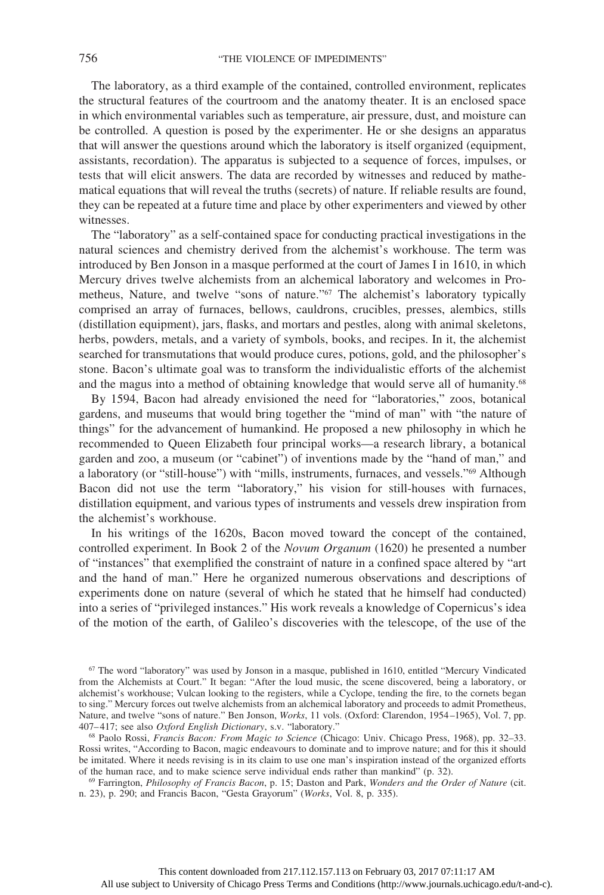The laboratory, as a third example of the contained, controlled environment, replicates the structural features of the courtroom and the anatomy theater. It is an enclosed space in which environmental variables such as temperature, air pressure, dust, and moisture can be controlled. A question is posed by the experimenter. He or she designs an apparatus that will answer the questions around which the laboratory is itself organized (equipment, assistants, recordation). The apparatus is subjected to a sequence of forces, impulses, or tests that will elicit answers. The data are recorded by witnesses and reduced by mathematical equations that will reveal the truths (secrets) of nature. If reliable results are found, they can be repeated at a future time and place by other experimenters and viewed by other witnesses.

The "laboratory" as a self-contained space for conducting practical investigations in the natural sciences and chemistry derived from the alchemist's workhouse. The term was introduced by Ben Jonson in a masque performed at the court of James I in 1610, in which Mercury drives twelve alchemists from an alchemical laboratory and welcomes in Prometheus, Nature, and twelve "sons of nature."[67] The alchemist's laboratory typically comprised an array of furnaces, bellows, cauldrons, crucibles, presses, alembics, stills (distillation equipment), jars, flasks, and mortars and pestles, along with animal skeletons, herbs, powders, metals, and a variety of symbols, books, and recipes. In it, the alchemist searched for transmutations that would produce cures, potions, gold, and the philosopher's stone. Bacon's ultimate goal was to transform the individualistic efforts of the alchemist and the magus into a method of obtaining knowledge that would serve all of humanity.[68]

By 1594, Bacon had already envisioned the need for "laboratories," zoos, botanical gardens, and museums that would bring together the "mind of man" with "the nature of things" for the advancement of humankind. He proposed a new philosophy in which he recommended to Queen Elizabeth four principal works—a research library, a botanical garden and zoo, a museum (or "cabinet") of inventions made by the "hand of man," and a laboratory (or "still-house") with "mills, instruments, furnaces, and vessels."[69] Although Bacon did not use the term "laboratory," his vision for still-houses with furnaces, distillation equipment, and various types of instruments and vessels drew inspiration from the alchemist's workhouse.

In his writings of the 1620s, Bacon moved toward the concept of the contained, controlled experiment. In Book 2 of the *Novum Organum* (1620) he presented a number of "instances" that exemplified the constraint of nature in a confined space altered by "art and the hand of man." Here he organized numerous observations and descriptions of experiments done on nature (several of which he stated that he himself had conducted) into a series of "privileged instances." His work reveals a knowledge of Copernicus's idea of the motion of the earth, of Galileo's discoveries with the telescope, of the use of the

[67] The word "laboratory" was used by Jonson in a masque, published in 1610, entitled "Mercury Vindicated from the Alchemists at Court." It began: "After the loud music, the scene discovered, being a laboratory, or alchemist's workhouse; Vulcan looking to the registers, while a Cyclope, tending the fire, to the cornets began to sing." Mercury forces out twelve alchemists from an alchemical laboratory and proceeds to admit Prometheus, Nature, and twelve "sons of nature." Ben Jonson, *Works*, 11 vols. (Oxford: Clarendon, 1954–1965), Vol. 7, pp. 407–417; see also *Oxford English Dictionary*, s.v. "laboratory."

[68] Paolo Rossi, *Francis Bacon: From Magic to Science* (Chicago: Univ. Chicago Press, 1968), pp. 32–33. Rossi writes, "According to Bacon, magic endeavours to dominate and to improve nature; and for this it should be imitated. Where it needs revising is in its claim to use one man's inspiration instead of the organized efforts of the human race, and to make science serve individual ends rather than mankind" (p. 32).

[69] Farrington, *Philosophy of Francis Bacon*, p. 15; Daston and Park, *Wonders and the Order of Nature* (cit. n. 23), p. 290; and Francis Bacon, "Gesta Grayorum" (*Works*, Vol. 8, p. 335).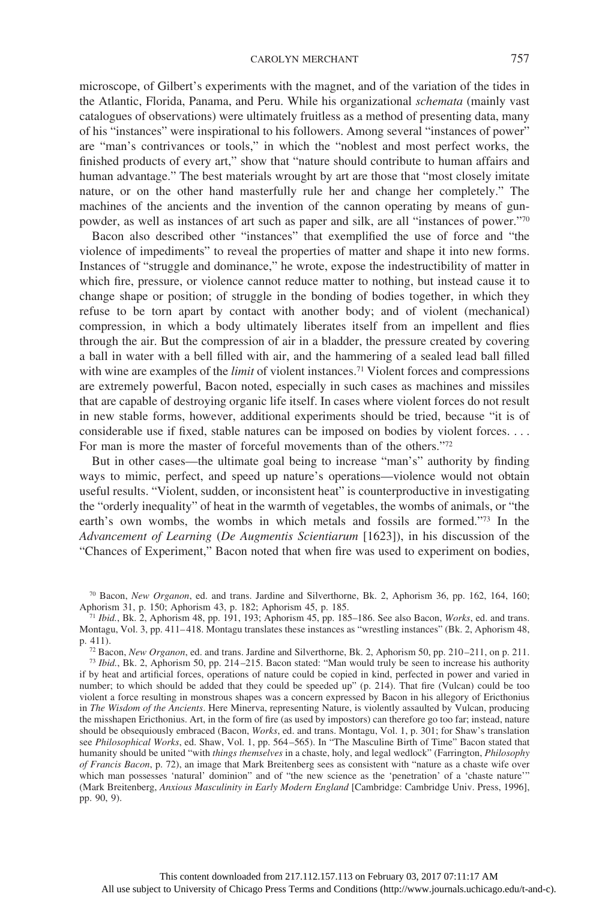microscope, of Gilbert's experiments with the magnet, and of the variation of the tides in the Atlantic, Florida, Panama, and Peru. While his organizational *schemata* (mainly vast catalogues of observations) were ultimately fruitless as a method of presenting data, many of his "instances" were inspirational to his followers. Among several "instances of power" are "man's contrivances or tools," in which the "noblest and most perfect works, the finished products of every art," show that "nature should contribute to human affairs and human advantage." The best materials wrought by art are those that "most closely imitate nature, or on the other hand masterfully rule her and change her completely." The machines of the ancients and the invention of the cannon operating by means of gunpowder, as well as instances of art such as paper and silk, are all "instances of power."[70]

Bacon also described other "instances" that exemplified the use of force and "the violence of impediments" to reveal the properties of matter and shape it into new forms. Instances of "struggle and dominance," he wrote, expose the indestructibility of matter in which fire, pressure, or violence cannot reduce matter to nothing, but instead cause it to change shape or position; of struggle in the bonding of bodies together, in which they refuse to be torn apart by contact with another body; and of violent (mechanical) compression, in which a body ultimately liberates itself from an impellent and flies through the air. But the compression of air in a bladder, the pressure created by covering a ball in water with a bell filled with air, and the hammering of a sealed lead ball filled with wine are examples of the *limit* of violent instances.[71] Violent forces and compressions are extremely powerful, Bacon noted, especially in such cases as machines and missiles that are capable of destroying organic life itself. In cases where violent forces do not result in new stable forms, however, additional experiments should be tried, because "it is of considerable use if fixed, stable natures can be imposed on bodies by violent forces. . . . For man is more the master of forceful movements than of the others."[72]

But in other cases—the ultimate goal being to increase "man's" authority by finding ways to mimic, perfect, and speed up nature's operations—violence would not obtain useful results. "Violent, sudden, or inconsistent heat" is counterproductive in investigating the "orderly inequality" of heat in the warmth of vegetables, the wombs of animals, or "the earth's own wombs, the wombs in which metals and fossils are formed."[73] In the *Advancement of Learning* (*De Augmentis Scientiarum* [1623]), in his discussion of the "Chances of Experiment," Bacon noted that when fire was used to experiment on bodies,

---

[70] Bacon, *New Organon*, ed. and trans. Jardine and Silverthorne, Bk. 2, Aphorism 36, pp. 162, 164, 160; Aphorism 31, p. 150; Aphorism 43, p. 182; Aphorism 45, p. 185.

[71] *Ibid.*, Bk. 2, Aphorism 48, pp. 191, 193; Aphorism 45, pp. 185–186. See also Bacon, *Works*, ed. and trans. Montagu, Vol. 3, pp. 411–418. Montagu translates these instances as "wrestling instances" (Bk. 2, Aphorism 48, p. 411).

[72] Bacon, *New Organon*, ed. and trans. Jardine and Silverthorne, Bk. 2, Aphorism 50, pp. 210–211, on p. 211.

[73] *Ibid.*, Bk. 2, Aphorism 50, pp. 214–215. Bacon stated: "Man would truly be seen to increase his authority if by heat and artificial forces, operations of nature could be copied in kind, perfected in power and varied in number; to which should be added that they could be speeded up" (p. 214). That fire (Vulcan) could be too violent a force resulting in monstrous shapes was a concern expressed by Bacon in his allegory of Ericthonius in *The Wisdom of the Ancients*. Here Minerva, representing Nature, is violently assaulted by Vulcan, producing the misshapen Ericthonius. Art, in the form of fire (as used by impostors) can therefore go too far; instead, nature should be obsequiously embraced (Bacon, *Works*, ed. and trans. Montagu, Vol. 1, p. 301; for Shaw's translation see *Philosophical Works*, ed. Shaw, Vol. 1, pp. 564–565). In "The Masculine Birth of Time" Bacon stated that humanity should be united "with *things themselves* in a chaste, holy, and legal wedlock" (Farrington, *Philosophy of Francis Bacon*, p. 72), an image that Mark Breitenberg sees as consistent with "nature as a chaste wife over which man possesses 'natural' dominion" and of "the new science as the 'penetration' of a 'chaste nature'" (Mark Breitenberg, *Anxious Masculinity in Early Modern England* [Cambridge: Cambridge Univ. Press, 1996], pp. 90, 9).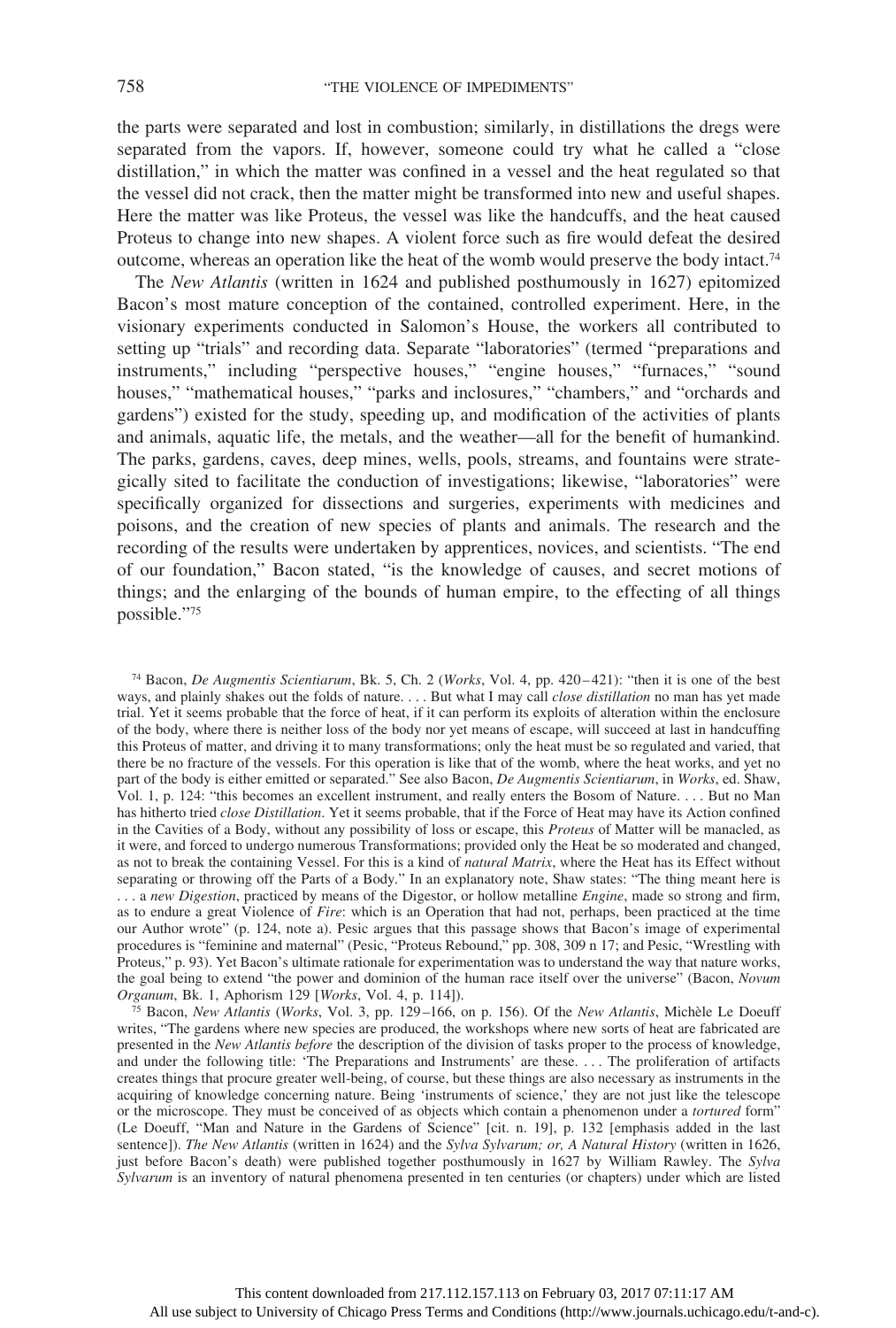the parts were separated and lost in combustion; similarly, in distillations the dregs were separated from the vapors. If, however, someone could try what he called a "close distillation," in which the matter was confined in a vessel and the heat regulated so that the vessel did not crack, then the matter might be transformed into new and useful shapes. Here the matter was like Proteus, the vessel was like the handcuffs, and the heat caused Proteus to change into new shapes. A violent force such as fire would defeat the desired outcome, whereas an operation like the heat of the womb would preserve the body intact.[74]

The *New Atlantis* (written in 1624 and published posthumously in 1627) epitomized Bacon's most mature conception of the contained, controlled experiment. Here, in the visionary experiments conducted in Salomon's House, the workers all contributed to setting up "trials" and recording data. Separate "laboratories" (termed "preparations and instruments," including "perspective houses," "engine houses," "furnaces," "sound houses," "mathematical houses," "parks and inclosures," "chambers," and "orchards and gardens") existed for the study, speeding up, and modification of the activities of plants and animals, aquatic life, the metals, and the weather—all for the benefit of humankind. The parks, gardens, caves, deep mines, wells, pools, streams, and fountains were strategically sited to facilitate the conduction of investigations; likewise, "laboratories" were specifically organized for dissections and surgeries, experiments with medicines and poisons, and the creation of new species of plants and animals. The research and the recording of the results were undertaken by apprentices, novices, and scientists. "The end of our foundation," Bacon stated, "is the knowledge of causes, and secret motions of things; and the enlarging of the bounds of human empire, to the effecting of all things possible."[75]

[74] Bacon, *De Augmentis Scientiarum*, Bk. 5, Ch. 2 (*Works*, Vol. 4, pp. 420–421): "then it is one of the best ways, and plainly shakes out the folds of nature. . . . But what I may call *close distillation* no man has yet made trial. Yet it seems probable that the force of heat, if it can perform its exploits of alteration within the enclosure of the body, where there is neither loss of the body nor yet means of escape, will succeed at last in handcuffing this Proteus of matter, and driving it to many transformations; only the heat must be so regulated and varied, that there be no fracture of the vessels. For this operation is like that of the womb, where the heat works, and yet no part of the body is either emitted or separated." See also Bacon, *De Augmentis Scientiarum*, in *Works*, ed. Shaw, Vol. 1, p. 124: "this becomes an excellent instrument, and really enters the Bosom of Nature. . . . But no Man has hitherto tried *close Distillation*. Yet it seems probable, that if the Force of Heat may have its Action confined in the Cavities of a Body, without any possibility of loss or escape, this *Proteus* of Matter will be manacled, as it were, and forced to undergo numerous Transformations; provided only the Heat be so moderated and changed, as not to break the containing Vessel. For this is a kind of *natural Matrix*, where the Heat has its Effect without separating or throwing off the Parts of a Body." In an explanatory note, Shaw states: "The thing meant here is . . . a *new Digestion*, practiced by means of the Digestor, or hollow metalline *Engine*, made so strong and firm, as to endure a great Violence of *Fire*: which is an Operation that had not, perhaps, been practiced at the time our Author wrote" (p. 124, note a). Pesic argues that this passage shows that Bacon's image of experimental procedures is "feminine and maternal" (Pesic, "Proteus Rebound," pp. 308, 309 n 17; and Pesic, "Wrestling with Proteus," p. 93). Yet Bacon's ultimate rationale for experimentation was to understand the way that nature works, the goal being to extend "the power and dominion of the human race itself over the universe" (Bacon, *Novum Organum*, Bk. 1, Aphorism 129 [*Works*, Vol. 4, p. 114]).

[75] Bacon, *New Atlantis* (*Works*, Vol. 3, pp. 129–166, on p. 156). Of the *New Atlantis*, Michèle Le Doeuff writes, "The gardens where new species are produced, the workshops where new sorts of heat are fabricated are presented in the *New Atlantis before* the description of the division of tasks proper to the process of knowledge, and under the following title: 'The Preparations and Instruments' are these. . . . The proliferation of artifacts creates things that procure greater well-being, of course, but these things are also necessary as instruments in the acquiring of knowledge concerning nature. Being 'instruments of science,' they are not just like the telescope or the microscope. They must be conceived of as objects which contain a phenomenon under a *tortured* form" (Le Doeuff, "Man and Nature in the Gardens of Science" [cit. n. 19], p. 132 [emphasis added in the last sentence]). *The New Atlantis* (written in 1624) and the *Sylva Sylvarum; or, A Natural History* (written in 1626, just before Bacon's death) were published together posthumously in 1627 by William Rawley. The *Sylva Sylvarum* is an inventory of natural phenomena presented in ten centuries (or chapters) under which are listed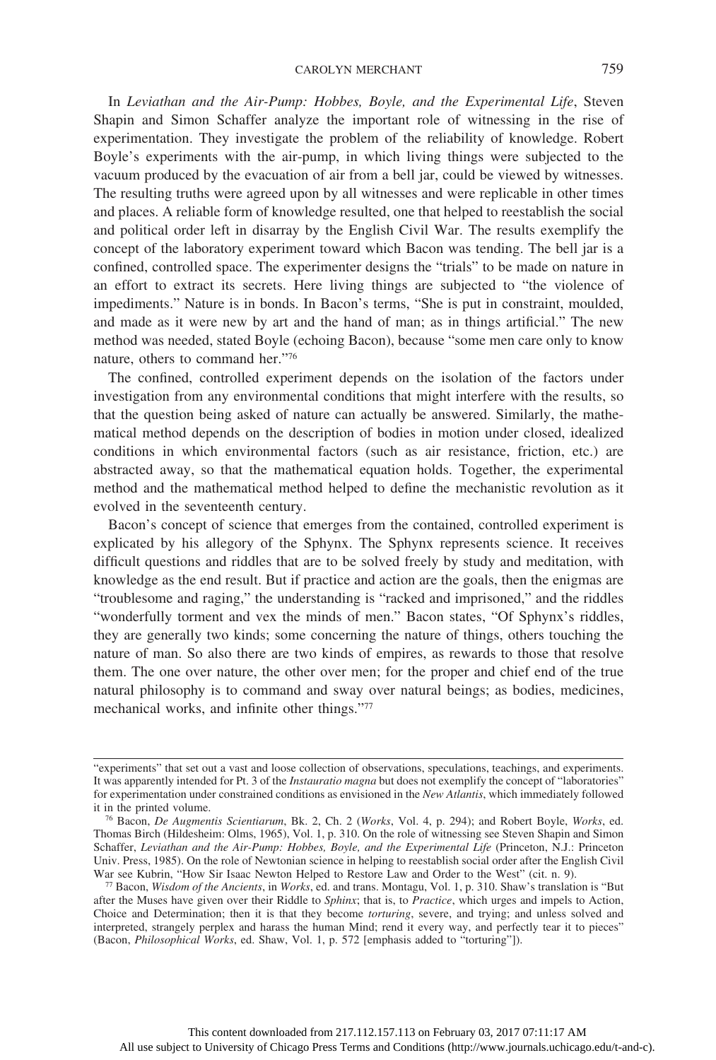In *Leviathan and the Air-Pump: Hobbes, Boyle, and the Experimental Life*, Steven Shapin and Simon Schaffer analyze the important role of witnessing in the rise of experimentation. They investigate the problem of the reliability of knowledge. Robert Boyle's experiments with the air-pump, in which living things were subjected to the vacuum produced by the evacuation of air from a bell jar, could be viewed by witnesses. The resulting truths were agreed upon by all witnesses and were replicable in other times and places. A reliable form of knowledge resulted, one that helped to reestablish the social and political order left in disarray by the English Civil War. The results exemplify the concept of the laboratory experiment toward which Bacon was tending. The bell jar is a confined, controlled space. The experimenter designs the "trials" to be made on nature in an effort to extract its secrets. Here living things are subjected to "the violence of impediments." Nature is in bonds. In Bacon's terms, "She is put in constraint, moulded, and made as it were new by art and the hand of man; as in things artificial." The new method was needed, stated Boyle (echoing Bacon), because "some men care only to know nature, others to command her."[76]

The confined, controlled experiment depends on the isolation of the factors under investigation from any environmental conditions that might interfere with the results, so that the question being asked of nature can actually be answered. Similarly, the mathematical method depends on the description of bodies in motion under closed, idealized conditions in which environmental factors (such as air resistance, friction, etc.) are abstracted away, so that the mathematical equation holds. Together, the experimental method and the mathematical method helped to define the mechanistic revolution as it evolved in the seventeenth century.

Bacon's concept of science that emerges from the contained, controlled experiment is explicated by his allegory of the Sphynx. The Sphynx represents science. It receives difficult questions and riddles that are to be solved freely by study and meditation, with knowledge as the end result. But if practice and action are the goals, then the enigmas are "troublesome and raging," the understanding is "racked and imprisoned," and the riddles "wonderfully torment and vex the minds of men." Bacon states, "Of Sphynx's riddles, they are generally two kinds; some concerning the nature of things, others touching the nature of man. So also there are two kinds of empires, as rewards to those that resolve them. The one over nature, the other over men; for the proper and chief end of the true natural philosophy is to command and sway over natural beings; as bodies, medicines, mechanical works, and infinite other things."[77]

---

"experiments" that set out a vast and loose collection of observations, speculations, teachings, and experiments. It was apparently intended for Pt. 3 of the *Instauratio magna* but does not exemplify the concept of "laboratories" for experimentation under constrained conditions as envisioned in the *New Atlantis*, which immediately followed it in the printed volume.

[76] Bacon, *De Augmentis Scientiarum*, Bk. 2, Ch. 2 (*Works*, Vol. 4, p. 294); and Robert Boyle, *Works*, ed. Thomas Birch (Hildesheim: Olms, 1965), Vol. 1, p. 310. On the role of witnessing see Steven Shapin and Simon Schaffer, *Leviathan and the Air-Pump: Hobbes, Boyle, and the Experimental Life* (Princeton, N.J.: Princeton Univ. Press, 1985). On the role of Newtonian science in helping to reestablish social order after the English Civil War see Kubrin, "How Sir Isaac Newton Helped to Restore Law and Order to the West" (cit. n. 9).

[77] Bacon, *Wisdom of the Ancients*, in *Works*, ed. and trans. Montagu, Vol. 1, p. 310. Shaw's translation is "But after the Muses have given over their Riddle to *Sphinx*; that is, to *Practice*, which urges and impels to Action, Choice and Determination; then it is that they become *torturing*, severe, and trying; and unless solved and interpreted, strangely perplex and harass the human Mind; rend it every way, and perfectly tear it to pieces" (Bacon, *Philosophical Works*, ed. Shaw, Vol. 1, p. 572 [emphasis added to "torturing"]).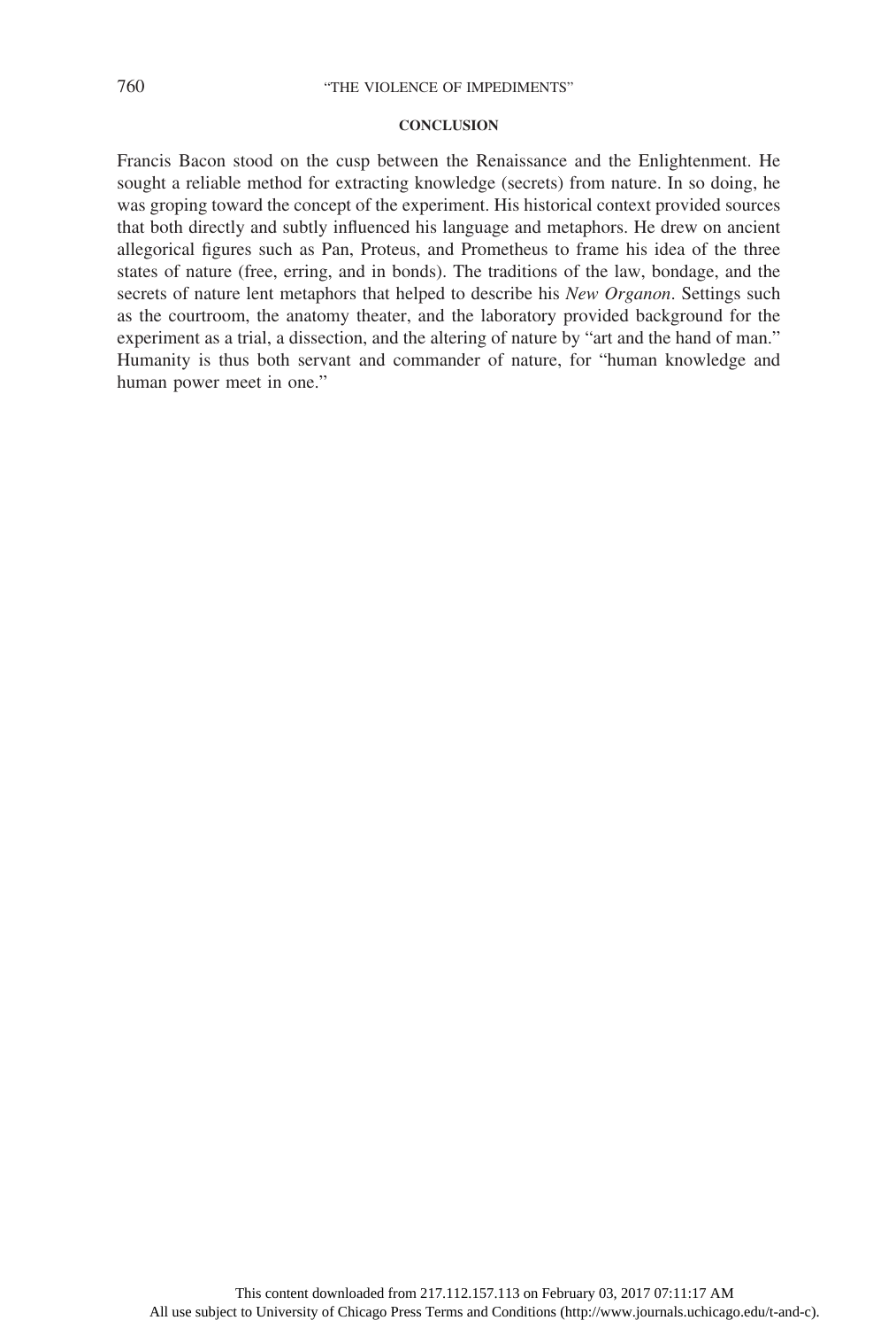## CONCLUSION

Francis Bacon stood on the cusp between the Renaissance and the Enlightenment. He sought a reliable method for extracting knowledge (secrets) from nature. In so doing, he was groping toward the concept of the experiment. His historical context provided sources that both directly and subtly influenced his language and metaphors. He drew on ancient allegorical figures such as Pan, Proteus, and Prometheus to frame his idea of the three states of nature (free, erring, and in bonds). The traditions of the law, bondage, and the secrets of nature lent metaphors that helped to describe his *New Organon*. Settings such as the courtroom, the anatomy theater, and the laboratory provided background for the experiment as a trial, a dissection, and the altering of nature by "art and the hand of man." Humanity is thus both servant and commander of nature, for "human knowledge and human power meet in one."